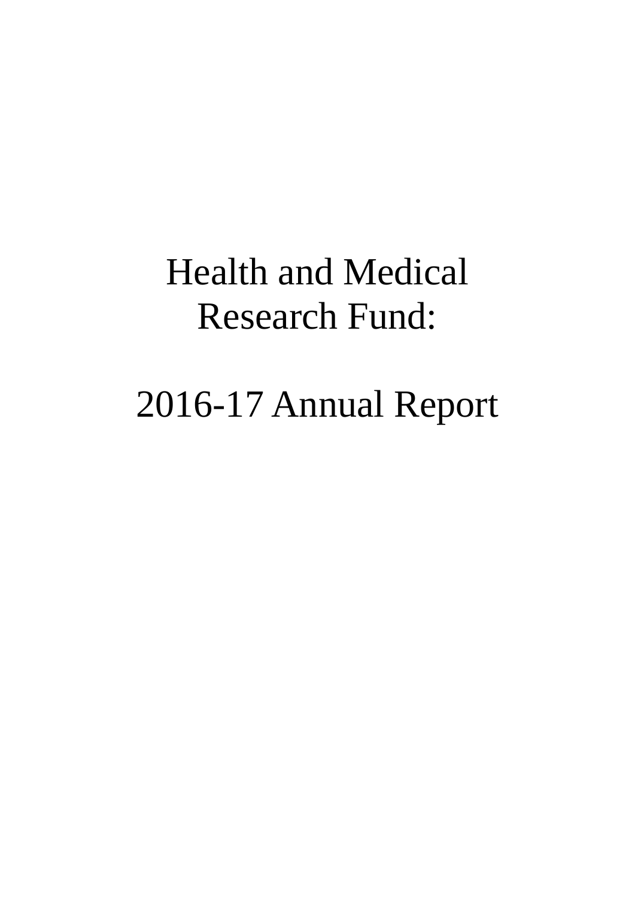# Health and Medical Research Fund:

# 2016-17 Annual Report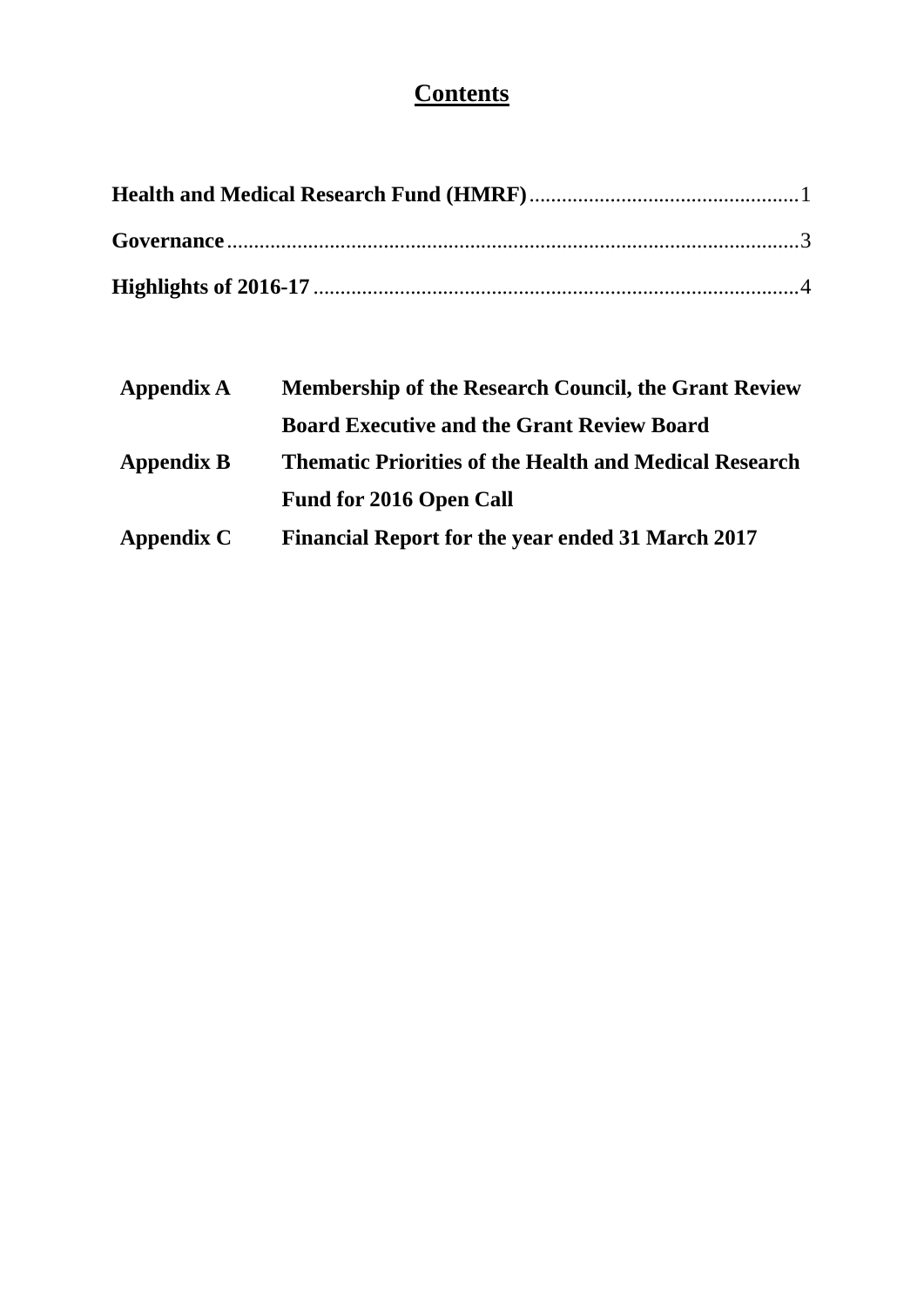# Contents

**Health and Medical Research Fund (HMRF)**....................................................1

**Governance**............................................................................................................3

**Highlights of 2016-17**...........................................................................................4

| | |
|---|---|
| **Appendix A** | **Membership of the Research Council, the Grant Review Board Executive and the Grant Review Board** |
| **Appendix B** | **Thematic Priorities of the Health and Medical Research Fund for 2016 Open Call** |
| **Appendix C** | **Financial Report for the year ended 31 March 2017** |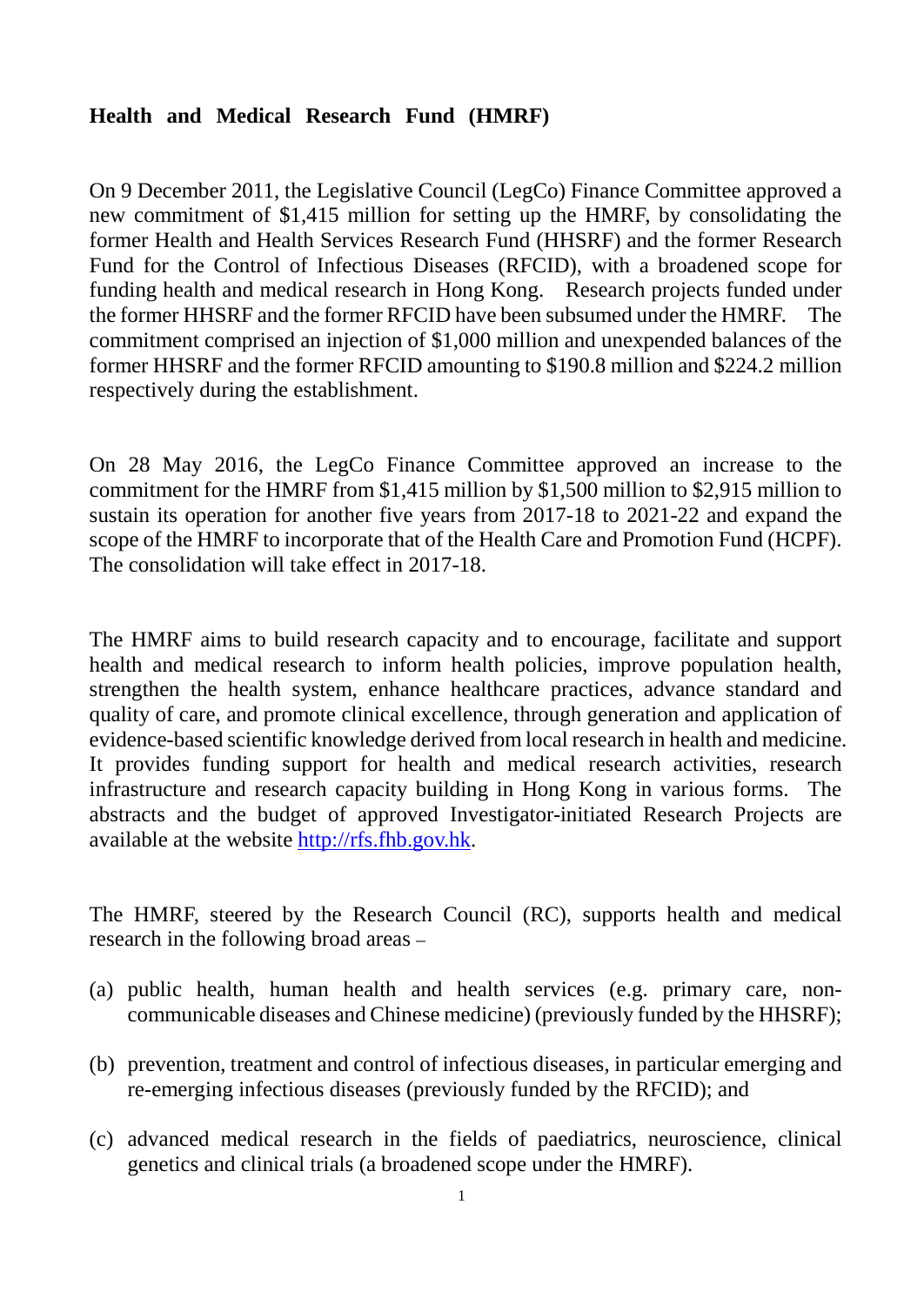## Health and Medical Research Fund (HMRF)

On 9 December 2011, the Legislative Council (LegCo) Finance Committee approved a new commitment of $1,415 million for setting up the HMRF, by consolidating the former Health and Health Services Research Fund (HHSRF) and the former Research Fund for the Control of Infectious Diseases (RFCID), with a broadened scope for funding health and medical research in Hong Kong. Research projects funded under the former HHSRF and the former RFCID have been subsumed under the HMRF. The commitment comprised an injection of $1,000 million and unexpended balances of the former HHSRF and the former RFCID amounting to $190.8 million and $224.2 million respectively during the establishment.

On 28 May 2016, the LegCo Finance Committee approved an increase to the commitment for the HMRF from $1,415 million by $1,500 million to $2,915 million to sustain its operation for another five years from 2017-18 to 2021-22 and expand the scope of the HMRF to incorporate that of the Health Care and Promotion Fund (HCPF). The consolidation will take effect in 2017-18.

The HMRF aims to build research capacity and to encourage, facilitate and support health and medical research to inform health policies, improve population health, strengthen the health system, enhance healthcare practices, advance standard and quality of care, and promote clinical excellence, through generation and application of evidence-based scientific knowledge derived from local research in health and medicine. It provides funding support for health and medical research activities, research infrastructure and research capacity building in Hong Kong in various forms. The abstracts and the budget of approved Investigator-initiated Research Projects are available at the website [http://rfs.fhb.gov.hk](http://rfs.fhb.gov.hk).

The HMRF, steered by the Research Council (RC), supports health and medical research in the following broad areas –

(a) public health, human health and health services (e.g. primary care, non-communicable diseases and Chinese medicine) (previously funded by the HHSRF);

(b) prevention, treatment and control of infectious diseases, in particular emerging and re-emerging infectious diseases (previously funded by the RFCID); and

(c) advanced medical research in the fields of paediatrics, neuroscience, clinical genetics and clinical trials (a broadened scope under the HMRF).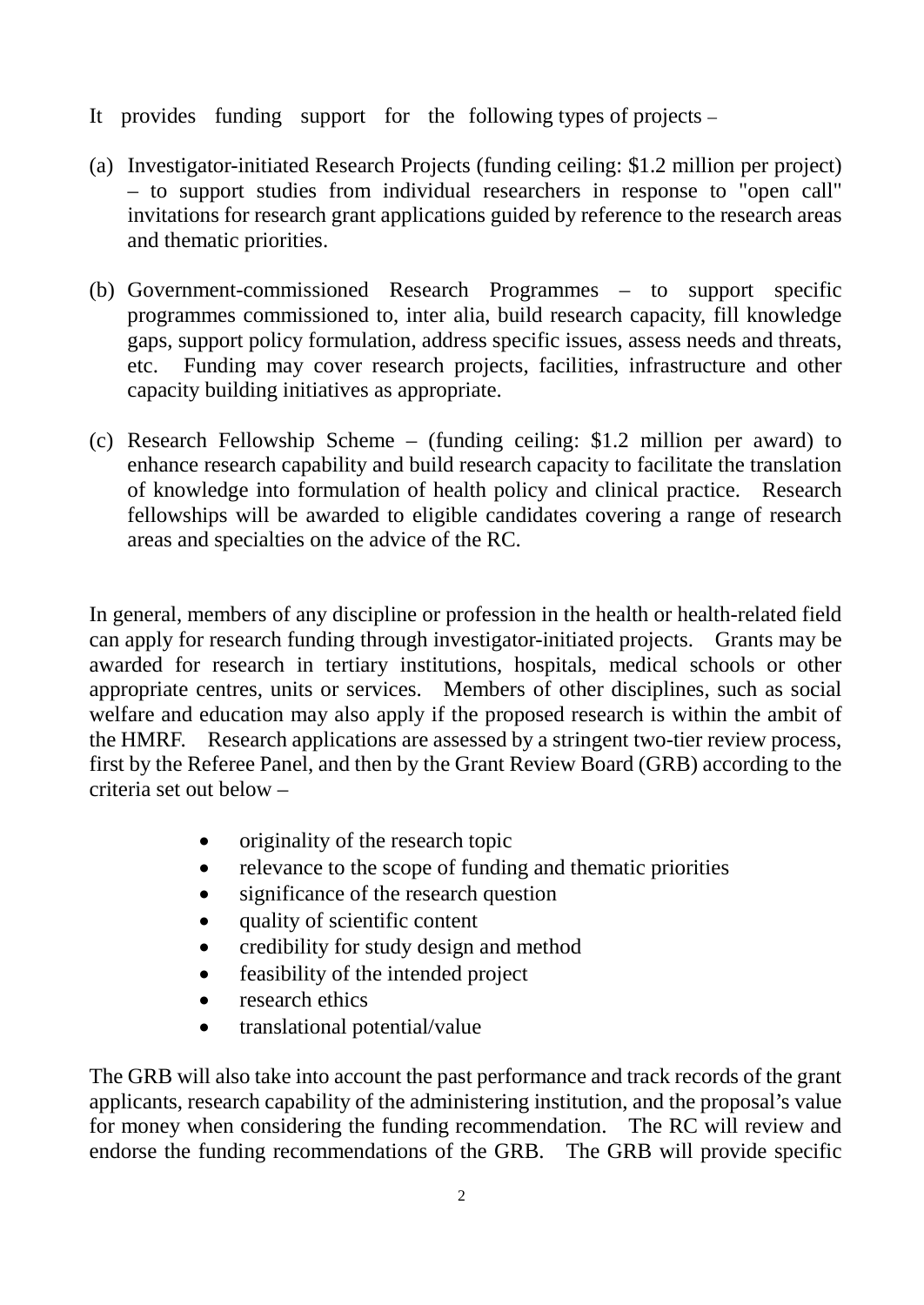It provides funding support for the following types of projects –

(a) Investigator-initiated Research Projects (funding ceiling: $1.2 million per project) – to support studies from individual researchers in response to "open call" invitations for research grant applications guided by reference to the research areas and thematic priorities.

(b) Government-commissioned Research Programmes – to support specific programmes commissioned to, inter alia, build research capacity, fill knowledge gaps, support policy formulation, address specific issues, assess needs and threats, etc. Funding may cover research projects, facilities, infrastructure and other capacity building initiatives as appropriate.

(c) Research Fellowship Scheme – (funding ceiling: $1.2 million per award) to enhance research capability and build research capacity to facilitate the translation of knowledge into formulation of health policy and clinical practice. Research fellowships will be awarded to eligible candidates covering a range of research areas and specialties on the advice of the RC.

In general, members of any discipline or profession in the health or health-related field can apply for research funding through investigator-initiated projects. Grants may be awarded for research in tertiary institutions, hospitals, medical schools or other appropriate centres, units or services. Members of other disciplines, such as social welfare and education may also apply if the proposed research is within the ambit of the HMRF. Research applications are assessed by a stringent two-tier review process, first by the Referee Panel, and then by the Grant Review Board (GRB) according to the criteria set out below –

- originality of the research topic
- relevance to the scope of funding and thematic priorities
- significance of the research question
- quality of scientific content
- credibility for study design and method
- feasibility of the intended project
- research ethics
- translational potential/value

The GRB will also take into account the past performance and track records of the grant applicants, research capability of the administering institution, and the proposal's value for money when considering the funding recommendation. The RC will review and endorse the funding recommendations of the GRB. The GRB will provide specific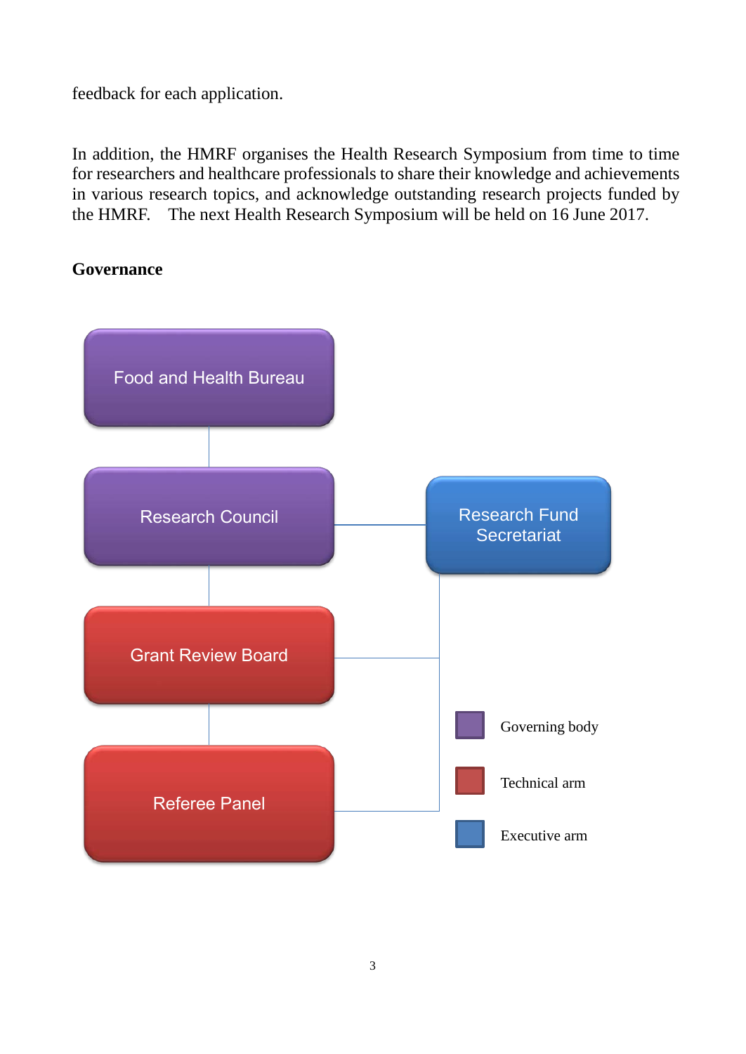feedback for each application.

In addition, the HMRF organises the Health Research Symposium from time to time for researchers and healthcare professionals to share their knowledge and achievements in various research topics, and acknowledge outstanding research projects funded by the HMRF. The next Health Research Symposium will be held on 16 June 2017.

**Governance**

Food and Health Bureau

Research Council

Research Fund Secretariat

Grant Review Board

Referee Panel

Governing body

Technical arm

Executive arm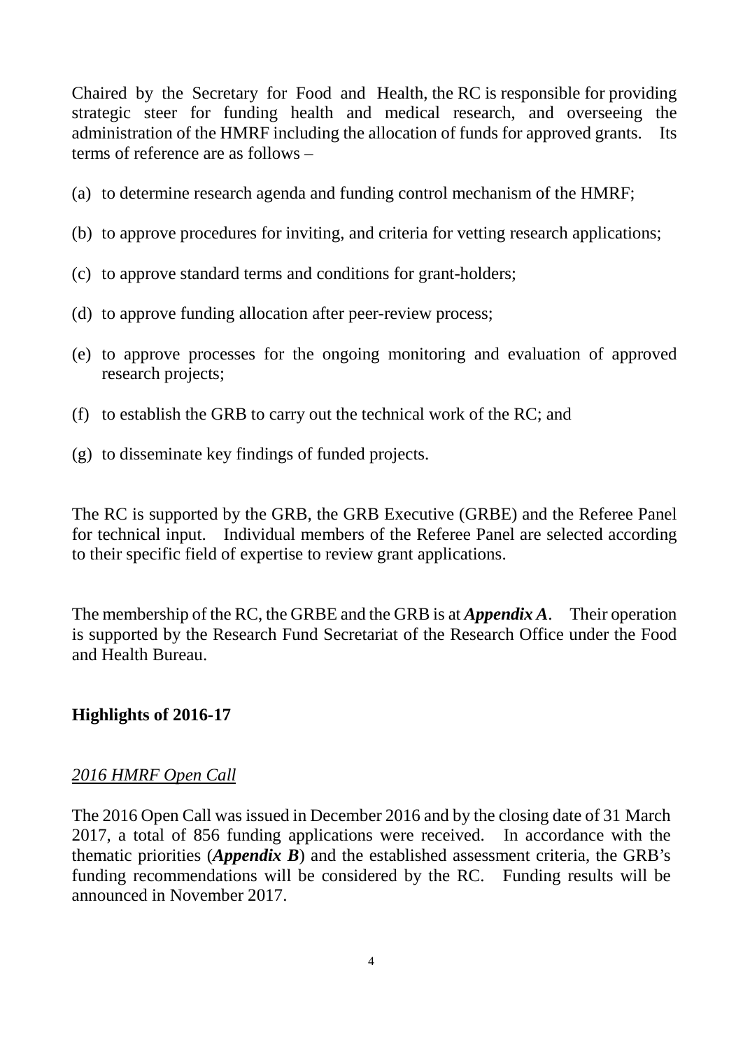Chaired by the Secretary for Food and Health, the RC is responsible for providing strategic steer for funding health and medical research, and overseeing the administration of the HMRF including the allocation of funds for approved grants. Its terms of reference are as follows –

(a) to determine research agenda and funding control mechanism of the HMRF;

(b) to approve procedures for inviting, and criteria for vetting research applications;

(c) to approve standard terms and conditions for grant-holders;

(d) to approve funding allocation after peer-review process;

(e) to approve processes for the ongoing monitoring and evaluation of approved research projects;

(f) to establish the GRB to carry out the technical work of the RC; and

(g) to disseminate key findings of funded projects.

The RC is supported by the GRB, the GRB Executive (GRBE) and the Referee Panel for technical input. Individual members of the Referee Panel are selected according to their specific field of expertise to review grant applications.

The membership of the RC, the GRBE and the GRB is at ***Appendix A***. Their operation is supported by the Research Fund Secretariat of the Research Office under the Food and Health Bureau.

## Highlights of 2016-17

### *2016 HMRF Open Call*

The 2016 Open Call was issued in December 2016 and by the closing date of 31 March 2017, a total of 856 funding applications were received. In accordance with the thematic priorities (***Appendix B***) and the established assessment criteria, the GRB's funding recommendations will be considered by the RC. Funding results will be announced in November 2017.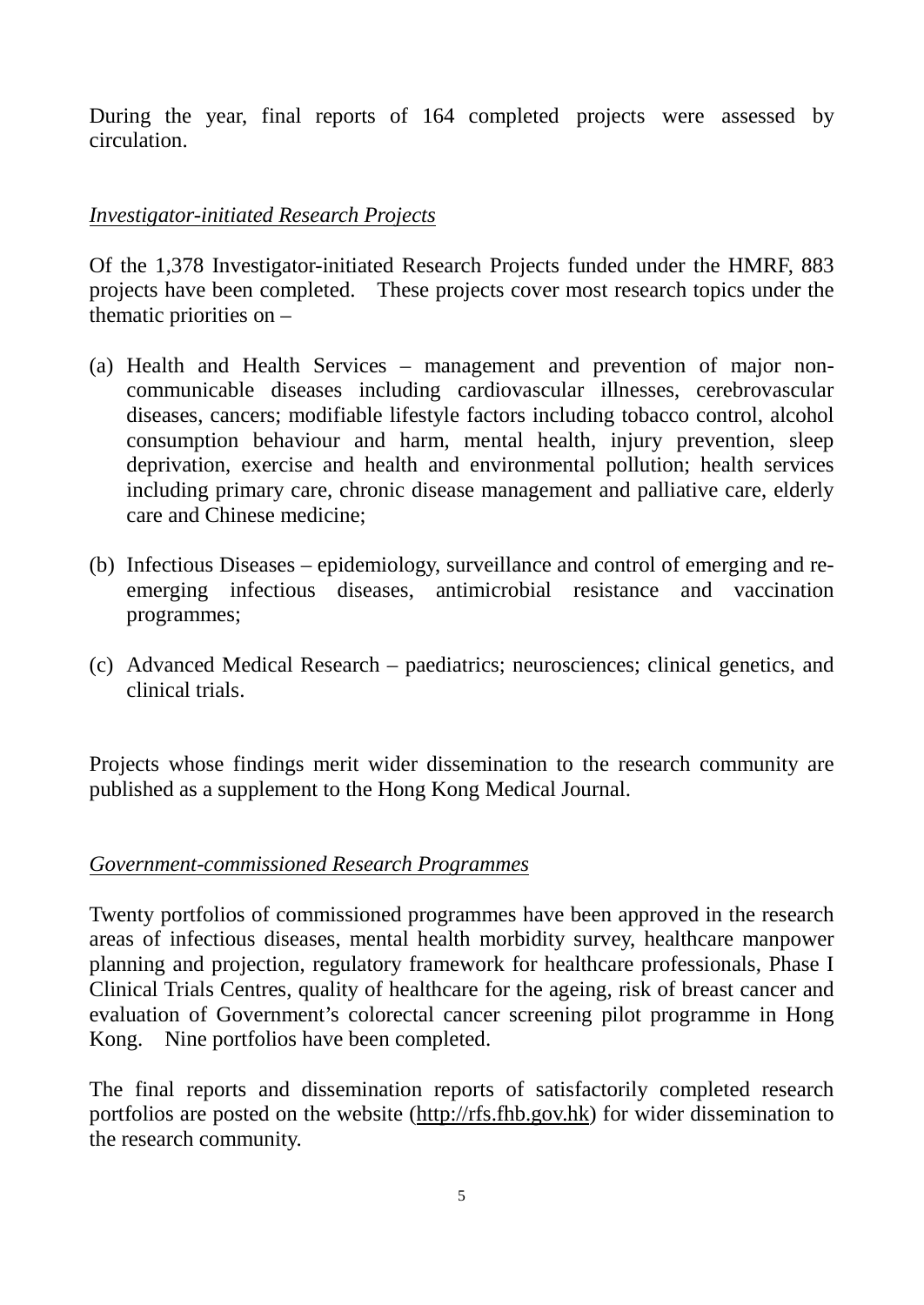During the year, final reports of 164 completed projects were assessed by circulation.

*Investigator-initiated Research Projects*

Of the 1,378 Investigator-initiated Research Projects funded under the HMRF, 883 projects have been completed. These projects cover most research topics under the thematic priorities on –

(a) Health and Health Services – management and prevention of major non-communicable diseases including cardiovascular illnesses, cerebrovascular diseases, cancers; modifiable lifestyle factors including tobacco control, alcohol consumption behaviour and harm, mental health, injury prevention, sleep deprivation, exercise and health and environmental pollution; health services including primary care, chronic disease management and palliative care, elderly care and Chinese medicine;

(b) Infectious Diseases – epidemiology, surveillance and control of emerging and re-emerging infectious diseases, antimicrobial resistance and vaccination programmes;

(c) Advanced Medical Research – paediatrics; neurosciences; clinical genetics, and clinical trials.

Projects whose findings merit wider dissemination to the research community are published as a supplement to the Hong Kong Medical Journal.

*Government-commissioned Research Programmes*

Twenty portfolios of commissioned programmes have been approved in the research areas of infectious diseases, mental health morbidity survey, healthcare manpower planning and projection, regulatory framework for healthcare professionals, Phase I Clinical Trials Centres, quality of healthcare for the ageing, risk of breast cancer and evaluation of Government's colorectal cancer screening pilot programme in Hong Kong. Nine portfolios have been completed.

The final reports and dissemination reports of satisfactorily completed research portfolios are posted on the website (http://rfs.fhb.gov.hk) for wider dissemination to the research community.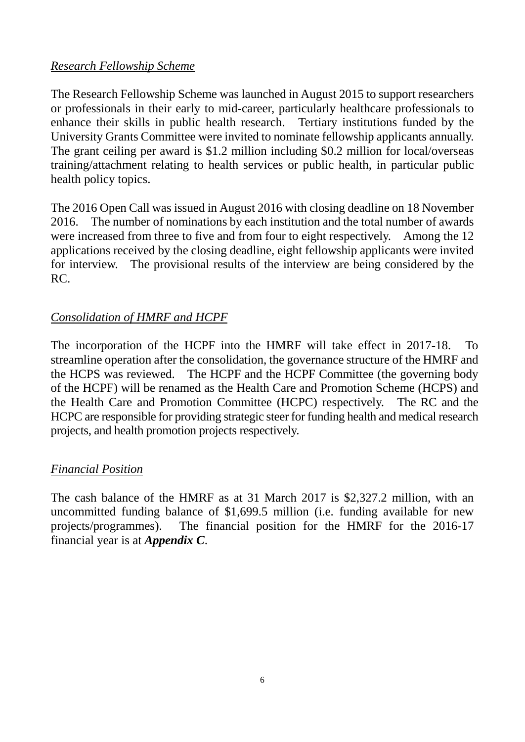*Research Fellowship Scheme*

The Research Fellowship Scheme was launched in August 2015 to support researchers or professionals in their early to mid-career, particularly healthcare professionals to enhance their skills in public health research. Tertiary institutions funded by the University Grants Committee were invited to nominate fellowship applicants annually. The grant ceiling per award is $1.2 million including $0.2 million for local/overseas training/attachment relating to health services or public health, in particular public health policy topics.

The 2016 Open Call was issued in August 2016 with closing deadline on 18 November 2016. The number of nominations by each institution and the total number of awards were increased from three to five and from four to eight respectively. Among the 12 applications received by the closing deadline, eight fellowship applicants were invited for interview. The provisional results of the interview are being considered by the RC.

*Consolidation of HMRF and HCPF*

The incorporation of the HCPF into the HMRF will take effect in 2017-18. To streamline operation after the consolidation, the governance structure of the HMRF and the HCPS was reviewed. The HCPF and the HCPF Committee (the governing body of the HCPF) will be renamed as the Health Care and Promotion Scheme (HCPS) and the Health Care and Promotion Committee (HCPC) respectively. The RC and the HCPC are responsible for providing strategic steer for funding health and medical research projects, and health promotion projects respectively.

*Financial Position*

The cash balance of the HMRF as at 31 March 2017 is $2,327.2 million, with an uncommitted funding balance of $1,699.5 million (i.e. funding available for new projects/programmes). The financial position for the HMRF for the 2016-17 financial year is at ***Appendix C***.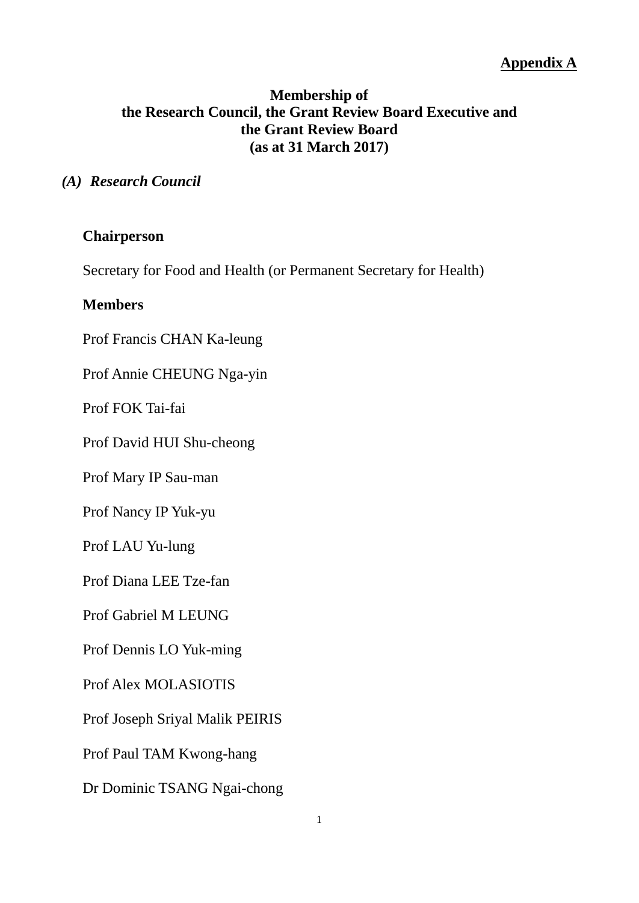**Appendix A**

**Membership of**
**the Research Council, the Grant Review Board Executive and**
**the Grant Review Board**
**(as at 31 March 2017)**

## *(A) Research Council*

**Chairperson**

Secretary for Food and Health (or Permanent Secretary for Health)

**Members**

Prof Francis CHAN Ka-leung

Prof Annie CHEUNG Nga-yin

Prof FOK Tai-fai

Prof David HUI Shu-cheong

Prof Mary IP Sau-man

Prof Nancy IP Yuk-yu

Prof LAU Yu-lung

Prof Diana LEE Tze-fan

Prof Gabriel M LEUNG

Prof Dennis LO Yuk-ming

Prof Alex MOLASIOTIS

Prof Joseph Sriyal Malik PEIRIS

Prof Paul TAM Kwong-hang

Dr Dominic TSANG Ngai-chong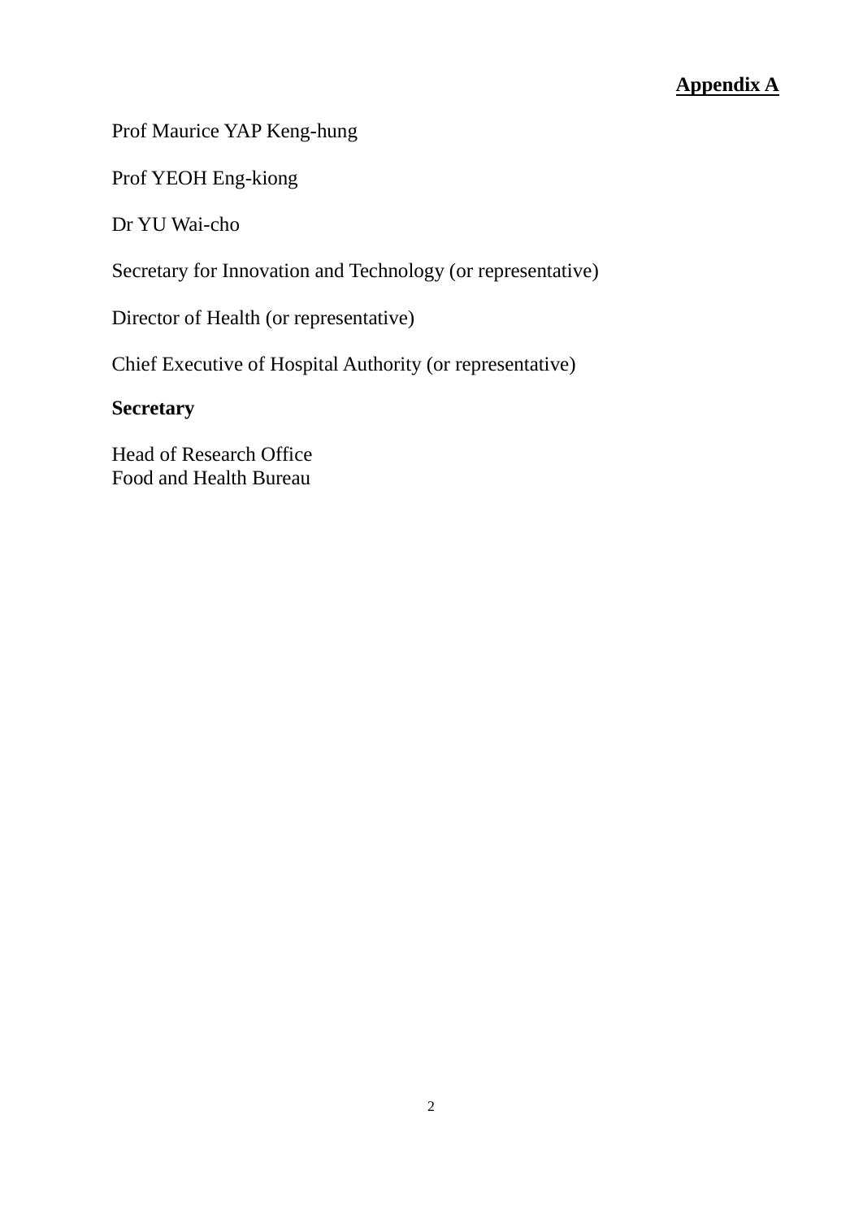**Appendix A**

Prof Maurice YAP Keng-hung

Prof YEOH Eng-kiong

Dr YU Wai-cho

Secretary for Innovation and Technology (or representative)

Director of Health (or representative)

Chief Executive of Hospital Authority (or representative)

**Secretary**

Head of Research Office
Food and Health Bureau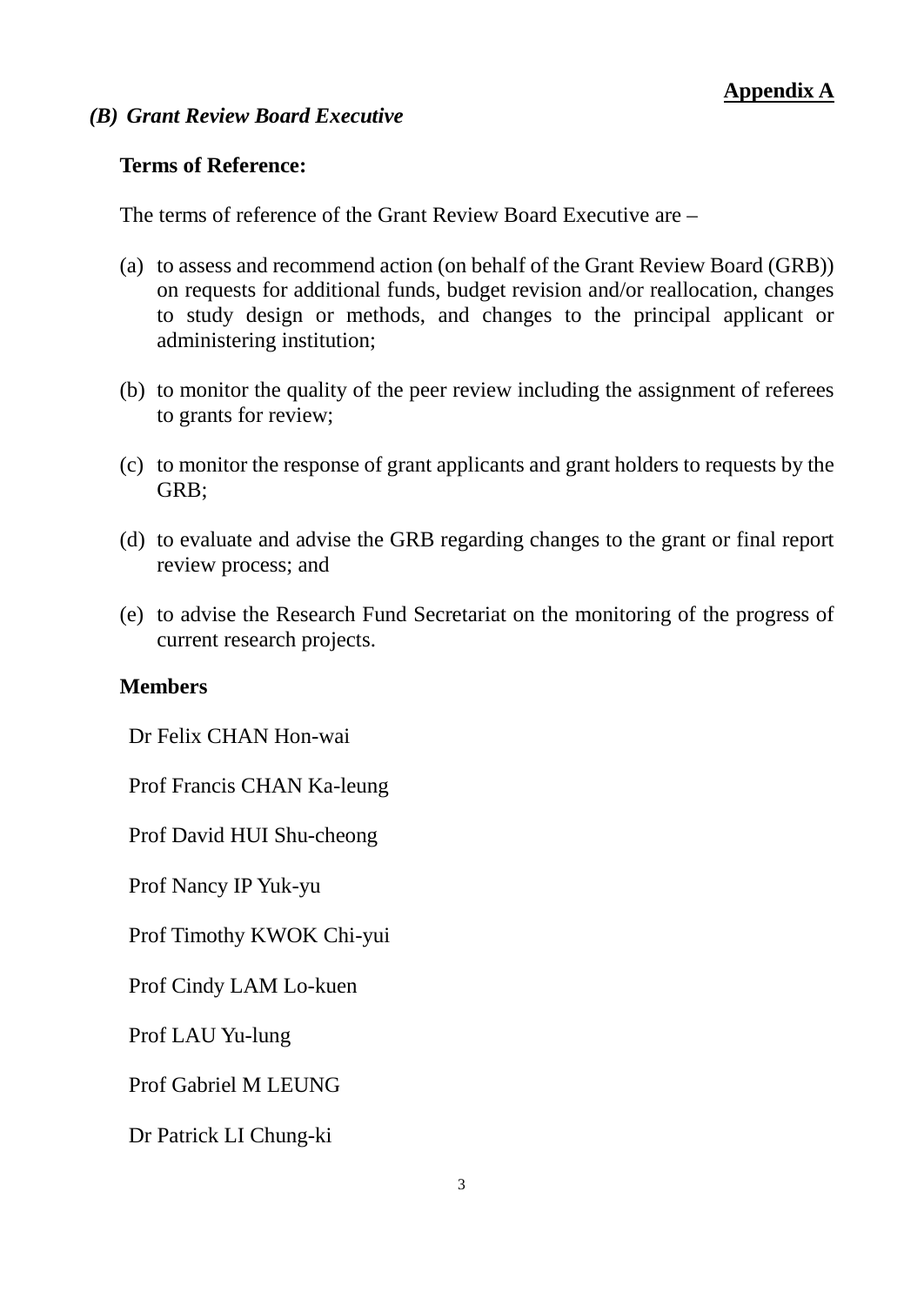**Appendix A**

### *(B) Grant Review Board Executive*

**Terms of Reference:**

The terms of reference of the Grant Review Board Executive are –

(a) to assess and recommend action (on behalf of the Grant Review Board (GRB)) on requests for additional funds, budget revision and/or reallocation, changes to study design or methods, and changes to the principal applicant or administering institution;

(b) to monitor the quality of the peer review including the assignment of referees to grants for review;

(c) to monitor the response of grant applicants and grant holders to requests by the GRB;

(d) to evaluate and advise the GRB regarding changes to the grant or final report review process; and

(e) to advise the Research Fund Secretariat on the monitoring of the progress of current research projects.

**Members**

Dr Felix CHAN Hon-wai

Prof Francis CHAN Ka-leung

Prof David HUI Shu-cheong

Prof Nancy IP Yuk-yu

Prof Timothy KWOK Chi-yui

Prof Cindy LAM Lo-kuen

Prof LAU Yu-lung

Prof Gabriel M LEUNG

Dr Patrick LI Chung-ki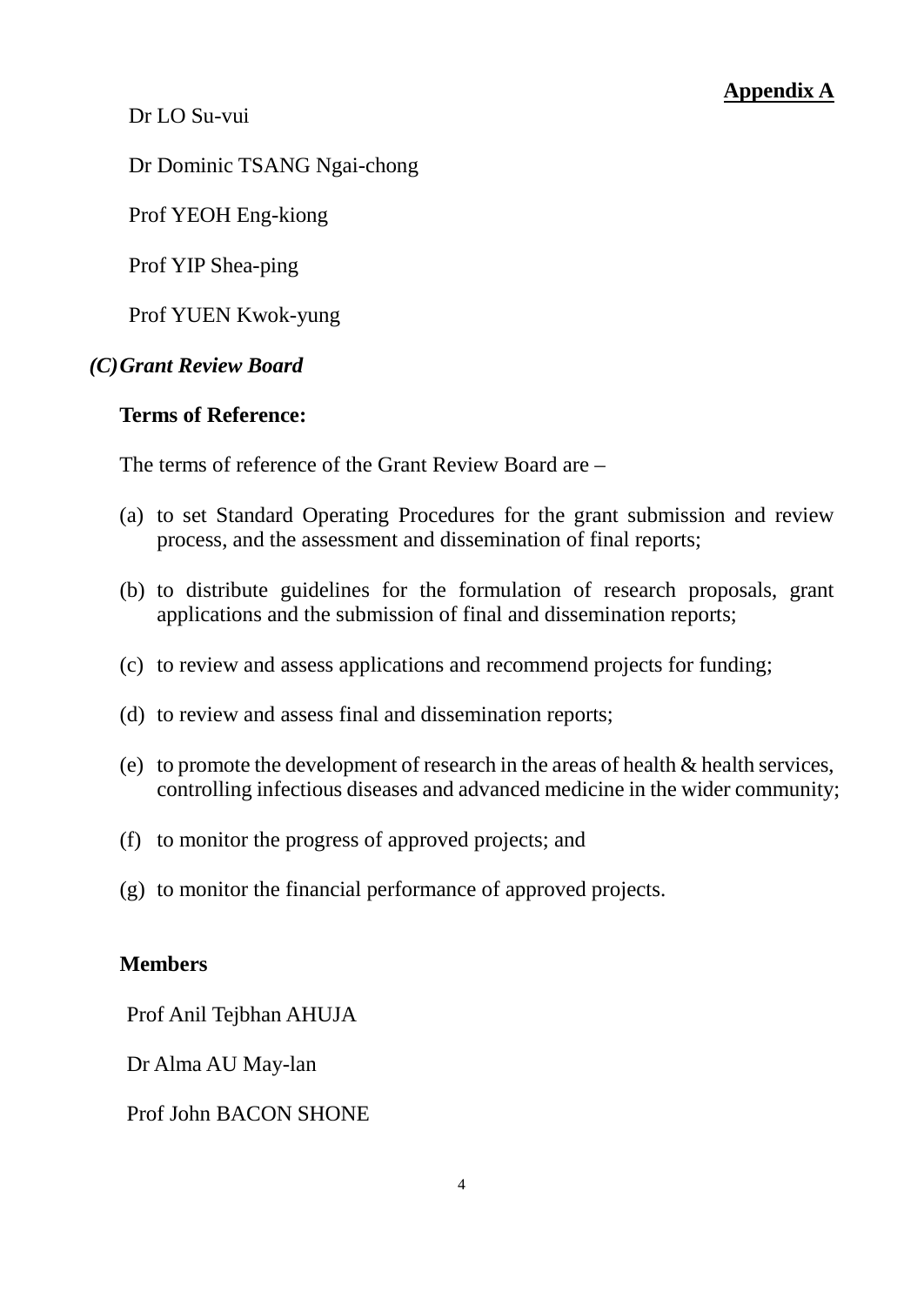**Appendix A**

Dr LO Su-vui

Dr Dominic TSANG Ngai-chong

Prof YEOH Eng-kiong

Prof YIP Shea-ping

Prof YUEN Kwok-yung

### *(C) Grant Review Board*

**Terms of Reference:**

The terms of reference of the Grant Review Board are –

(a) to set Standard Operating Procedures for the grant submission and review process, and the assessment and dissemination of final reports;

(b) to distribute guidelines for the formulation of research proposals, grant applications and the submission of final and dissemination reports;

(c) to review and assess applications and recommend projects for funding;

(d) to review and assess final and dissemination reports;

(e) to promote the development of research in the areas of health & health services, controlling infectious diseases and advanced medicine in the wider community;

(f) to monitor the progress of approved projects; and

(g) to monitor the financial performance of approved projects.

**Members**

Prof Anil Tejbhan AHUJA

Dr Alma AU May-lan

Prof John BACON SHONE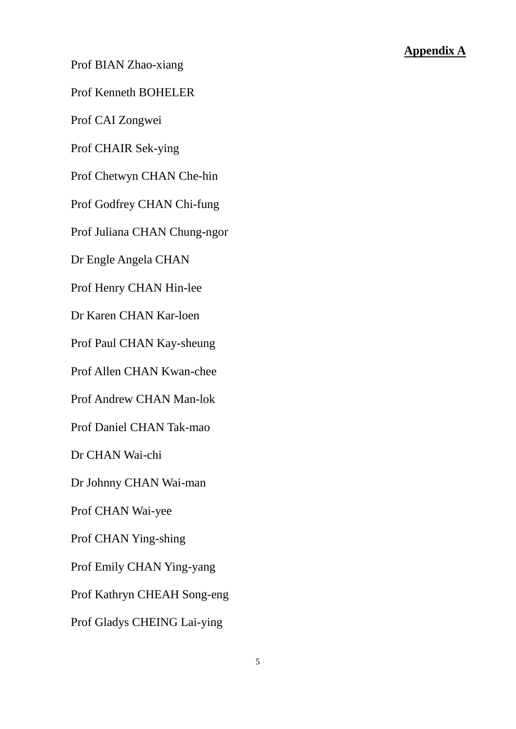**Appendix A**

Prof BIAN Zhao-xiang

Prof Kenneth BOHELER

Prof CAI Zongwei

Prof CHAIR Sek-ying

Prof Chetwyn CHAN Che-hin

Prof Godfrey CHAN Chi-fung

Prof Juliana CHAN Chung-ngor

Dr Engle Angela CHAN

Prof Henry CHAN Hin-lee

Dr Karen CHAN Kar-loen

Prof Paul CHAN Kay-sheung

Prof Allen CHAN Kwan-chee

Prof Andrew CHAN Man-lok

Prof Daniel CHAN Tak-mao

Dr CHAN Wai-chi

Dr Johnny CHAN Wai-man

Prof CHAN Wai-yee

Prof CHAN Ying-shing

Prof Emily CHAN Ying-yang

Prof Kathryn CHEAH Song-eng

Prof Gladys CHEING Lai-ying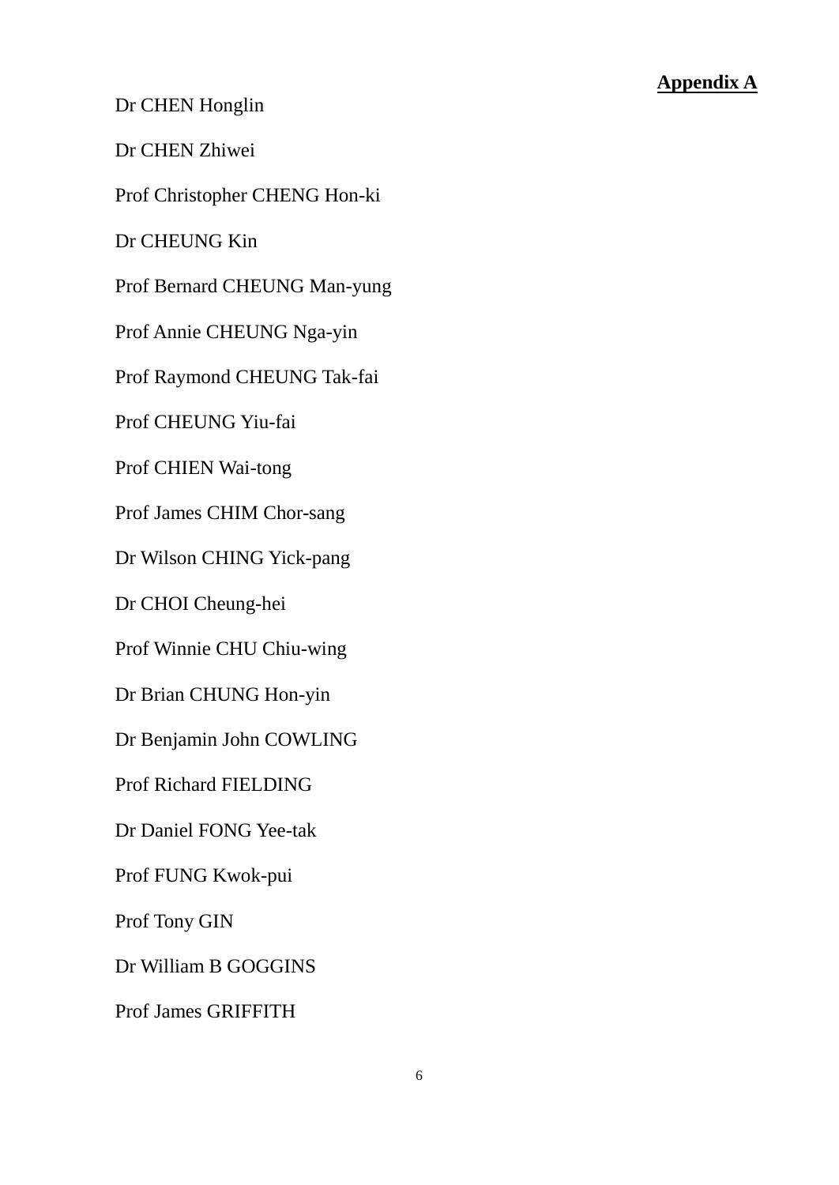**Appendix A**

Dr CHEN Honglin

Dr CHEN Zhiwei

Prof Christopher CHENG Hon-ki

Dr CHEUNG Kin

Prof Bernard CHEUNG Man-yung

Prof Annie CHEUNG Nga-yin

Prof Raymond CHEUNG Tak-fai

Prof CHEUNG Yiu-fai

Prof CHIEN Wai-tong

Prof James CHIM Chor-sang

Dr Wilson CHING Yick-pang

Dr CHOI Cheung-hei

Prof Winnie CHU Chiu-wing

Dr Brian CHUNG Hon-yin

Dr Benjamin John COWLING

Prof Richard FIELDING

Dr Daniel FONG Yee-tak

Prof FUNG Kwok-pui

Prof Tony GIN

Dr William B GOGGINS

Prof James GRIFFITH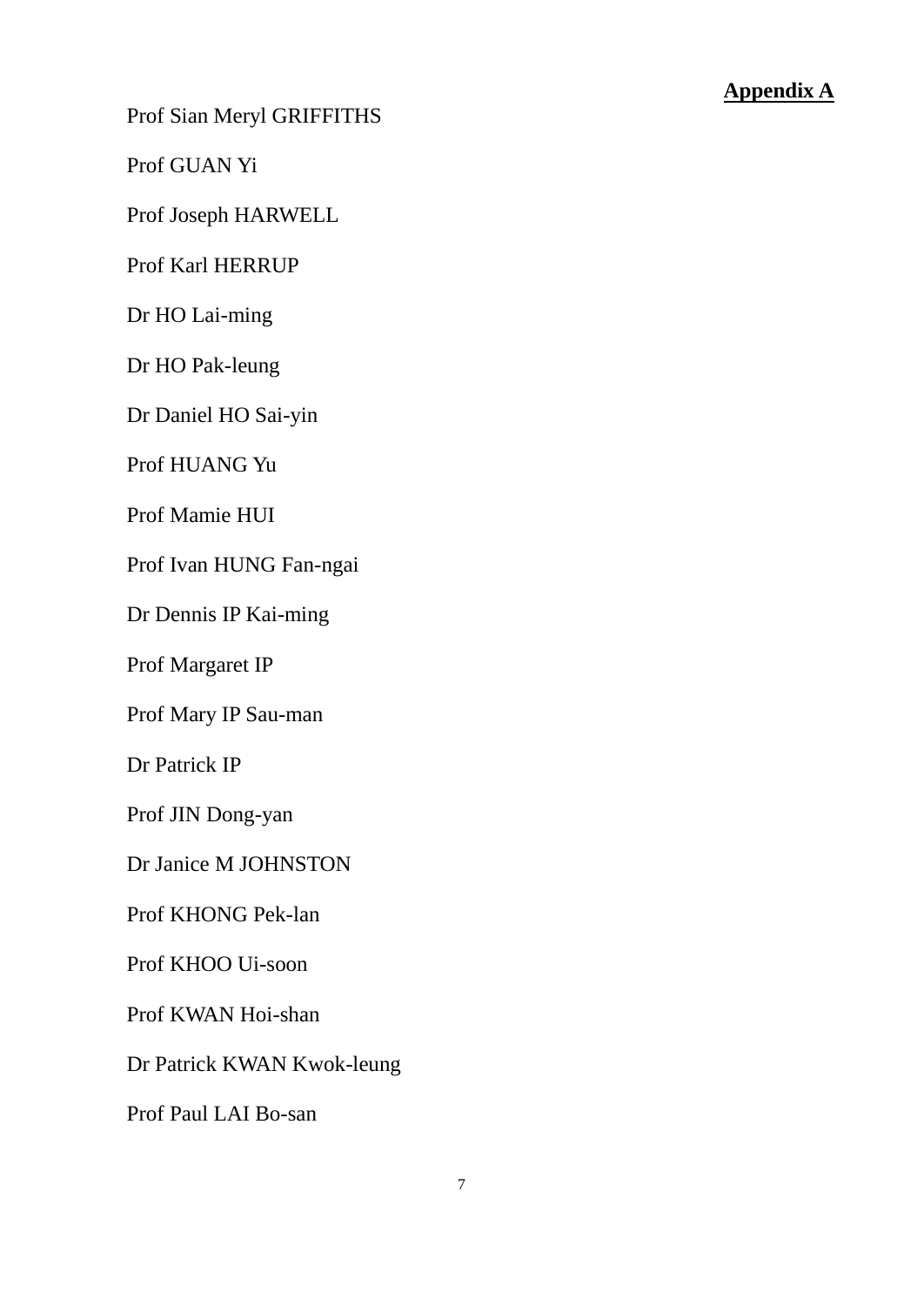**Appendix A**

Prof Sian Meryl GRIFFITHS

Prof GUAN Yi

Prof Joseph HARWELL

Prof Karl HERRUP

Dr HO Lai-ming

Dr HO Pak-leung

Dr Daniel HO Sai-yin

Prof HUANG Yu

Prof Mamie HUI

Prof Ivan HUNG Fan-ngai

Dr Dennis IP Kai-ming

Prof Margaret IP

Prof Mary IP Sau-man

Dr Patrick IP

Prof JIN Dong-yan

Dr Janice M JOHNSTON

Prof KHONG Pek-lan

Prof KHOO Ui-soon

Prof KWAN Hoi-shan

Dr Patrick KWAN Kwok-leung

Prof Paul LAI Bo-san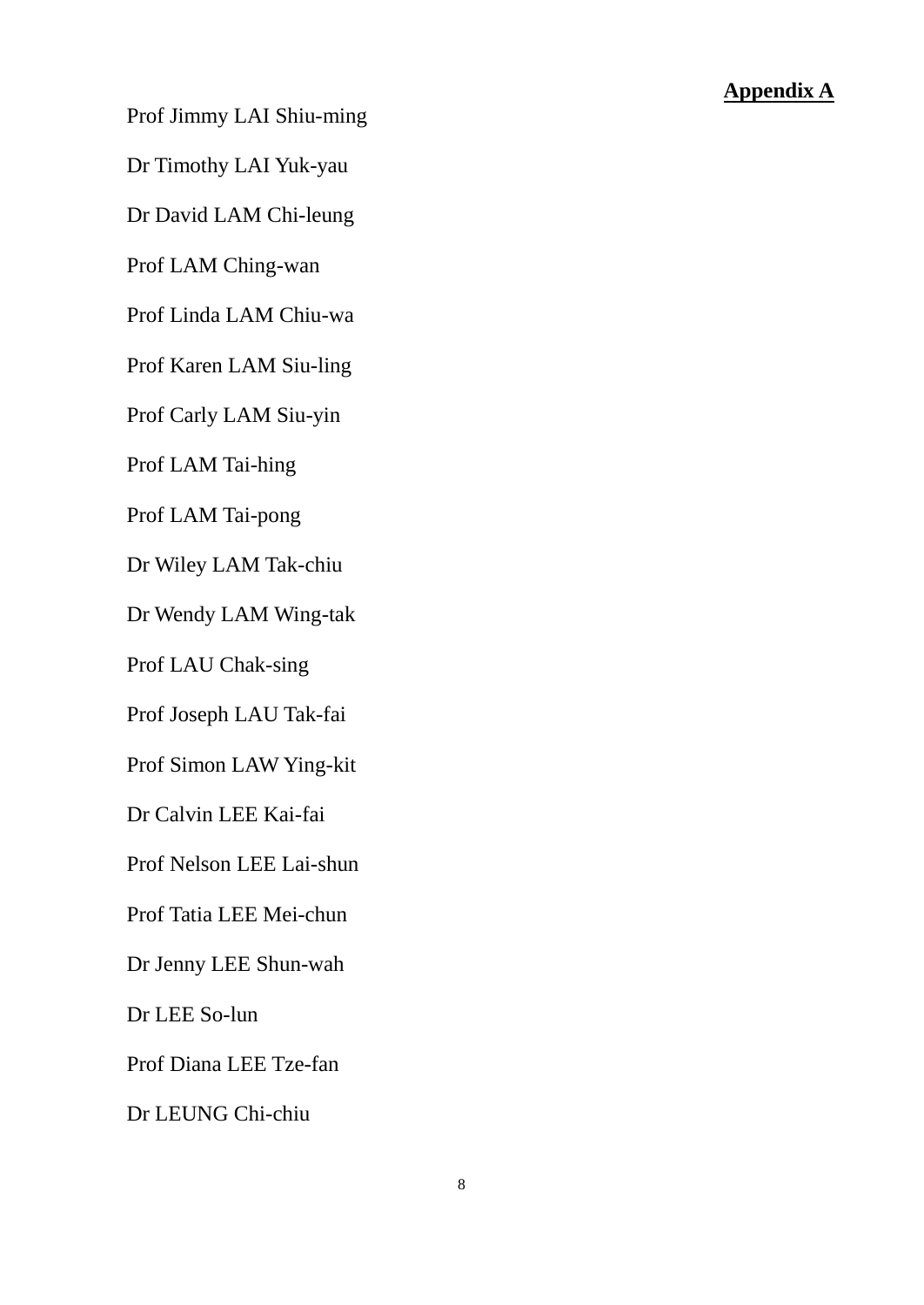**Appendix A**

Prof Jimmy LAI Shiu-ming

Dr Timothy LAI Yuk-yau

Dr David LAM Chi-leung

Prof LAM Ching-wan

Prof Linda LAM Chiu-wa

Prof Karen LAM Siu-ling

Prof Carly LAM Siu-yin

Prof LAM Tai-hing

Prof LAM Tai-pong

Dr Wiley LAM Tak-chiu

Dr Wendy LAM Wing-tak

Prof LAU Chak-sing

Prof Joseph LAU Tak-fai

Prof Simon LAW Ying-kit

Dr Calvin LEE Kai-fai

Prof Nelson LEE Lai-shun

Prof Tatia LEE Mei-chun

Dr Jenny LEE Shun-wah

Dr LEE So-lun

Prof Diana LEE Tze-fan

Dr LEUNG Chi-chiu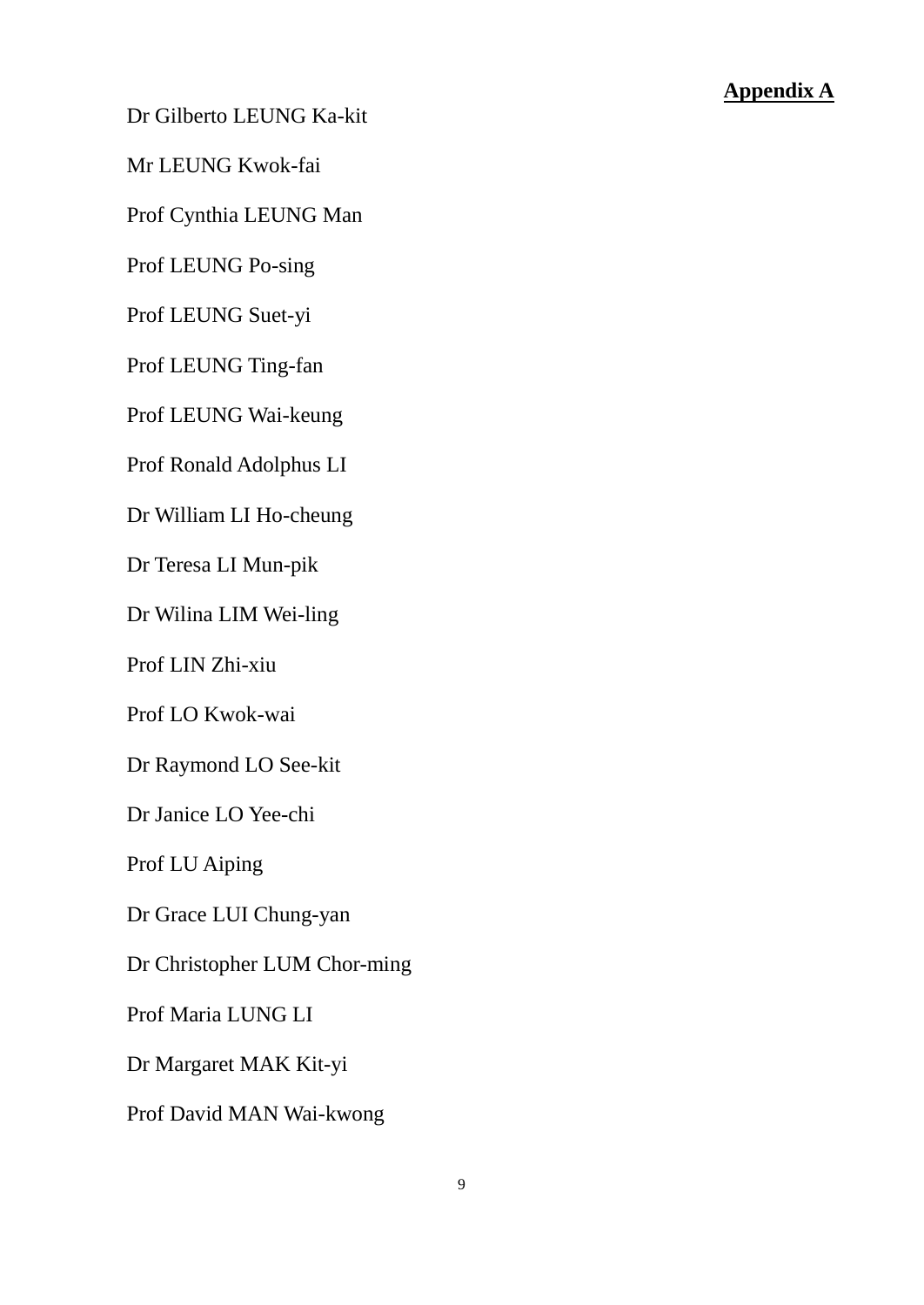**Appendix A**

Dr Gilberto LEUNG Ka-kit

Mr LEUNG Kwok-fai

Prof Cynthia LEUNG Man

Prof LEUNG Po-sing

Prof LEUNG Suet-yi

Prof LEUNG Ting-fan

Prof LEUNG Wai-keung

Prof Ronald Adolphus LI

Dr William LI Ho-cheung

Dr Teresa LI Mun-pik

Dr Wilina LIM Wei-ling

Prof LIN Zhi-xiu

Prof LO Kwok-wai

Dr Raymond LO See-kit

Dr Janice LO Yee-chi

Prof LU Aiping

Dr Grace LUI Chung-yan

Dr Christopher LUM Chor-ming

Prof Maria LUNG LI

Dr Margaret MAK Kit-yi

Prof David MAN Wai-kwong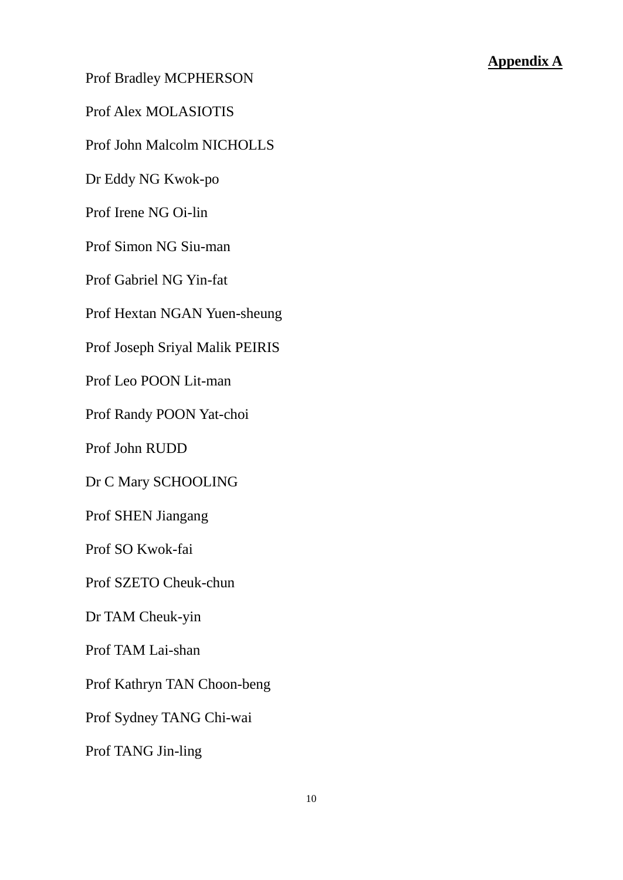**Appendix A**

Prof Bradley MCPHERSON

Prof Alex MOLASIOTIS

Prof John Malcolm NICHOLLS

Dr Eddy NG Kwok-po

Prof Irene NG Oi-lin

Prof Simon NG Siu-man

Prof Gabriel NG Yin-fat

Prof Hextan NGAN Yuen-sheung

Prof Joseph Sriyal Malik PEIRIS

Prof Leo POON Lit-man

Prof Randy POON Yat-choi

Prof John RUDD

Dr C Mary SCHOOLING

Prof SHEN Jiangang

Prof SO Kwok-fai

Prof SZETO Cheuk-chun

Dr TAM Cheuk-yin

Prof TAM Lai-shan

Prof Kathryn TAN Choon-beng

Prof Sydney TANG Chi-wai

Prof TANG Jin-ling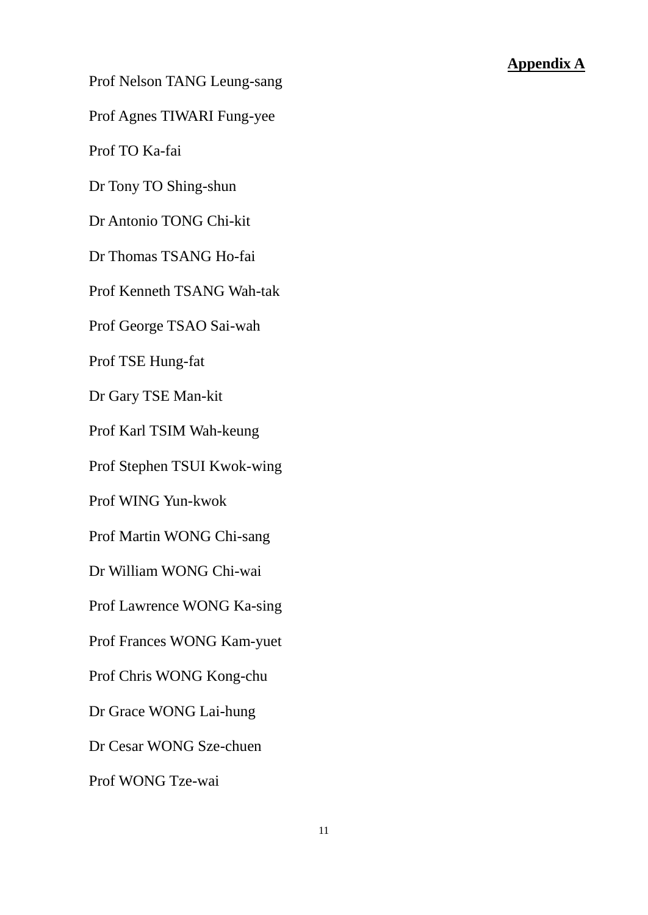**Appendix A**

Prof Nelson TANG Leung-sang

Prof Agnes TIWARI Fung-yee

Prof TO Ka-fai

Dr Tony TO Shing-shun

Dr Antonio TONG Chi-kit

Dr Thomas TSANG Ho-fai

Prof Kenneth TSANG Wah-tak

Prof George TSAO Sai-wah

Prof TSE Hung-fat

Dr Gary TSE Man-kit

Prof Karl TSIM Wah-keung

Prof Stephen TSUI Kwok-wing

Prof WING Yun-kwok

Prof Martin WONG Chi-sang

Dr William WONG Chi-wai

Prof Lawrence WONG Ka-sing

Prof Frances WONG Kam-yuet

Prof Chris WONG Kong-chu

Dr Grace WONG Lai-hung

Dr Cesar WONG Sze-chuen

Prof WONG Tze-wai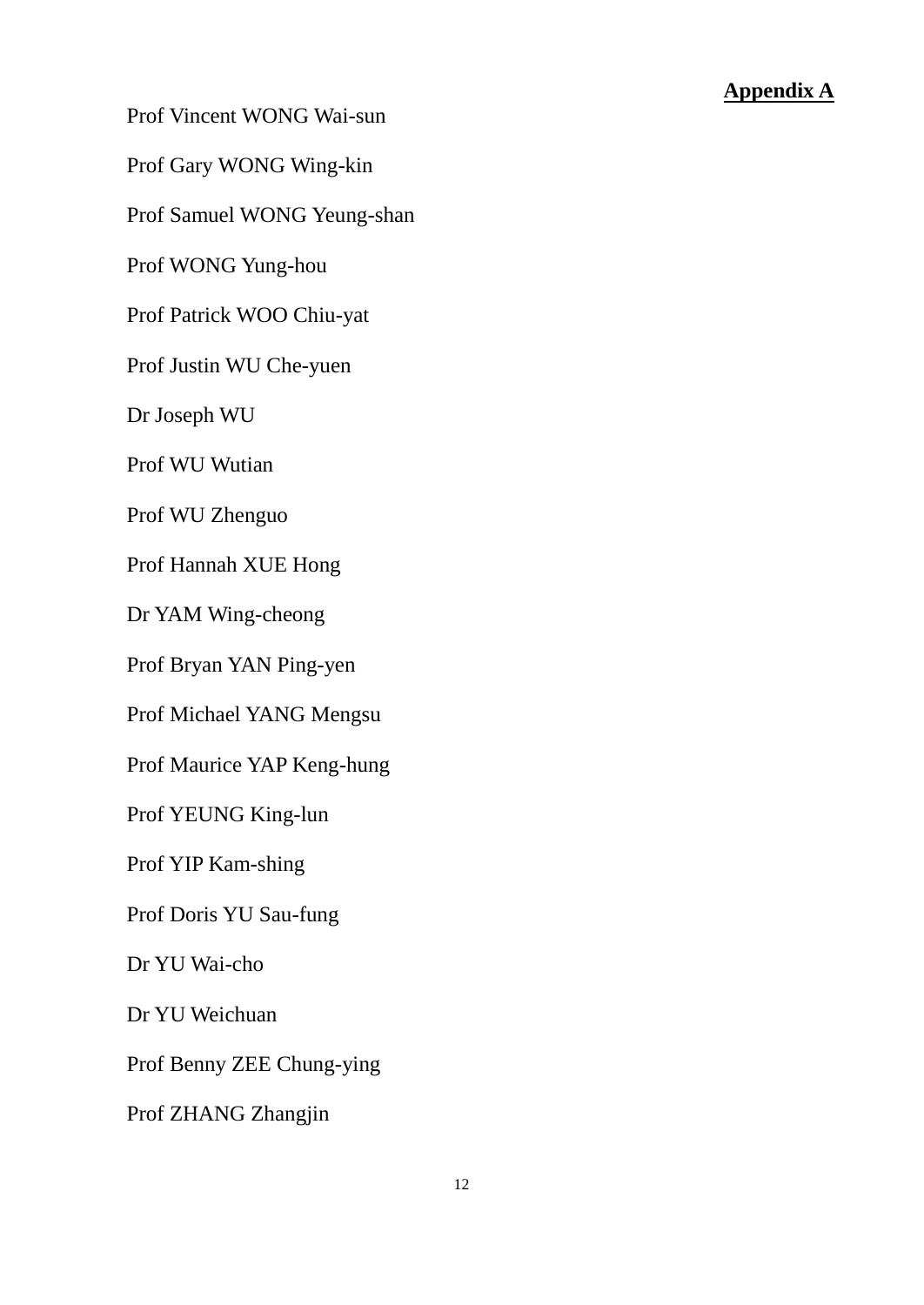**Appendix A**

Prof Vincent WONG Wai-sun

Prof Gary WONG Wing-kin

Prof Samuel WONG Yeung-shan

Prof WONG Yung-hou

Prof Patrick WOO Chiu-yat

Prof Justin WU Che-yuen

Dr Joseph WU

Prof WU Wutian

Prof WU Zhenguo

Prof Hannah XUE Hong

Dr YAM Wing-cheong

Prof Bryan YAN Ping-yen

Prof Michael YANG Mengsu

Prof Maurice YAP Keng-hung

Prof YEUNG King-lun

Prof YIP Kam-shing

Prof Doris YU Sau-fung

Dr YU Wai-cho

Dr YU Weichuan

Prof Benny ZEE Chung-ying

Prof ZHANG Zhangjin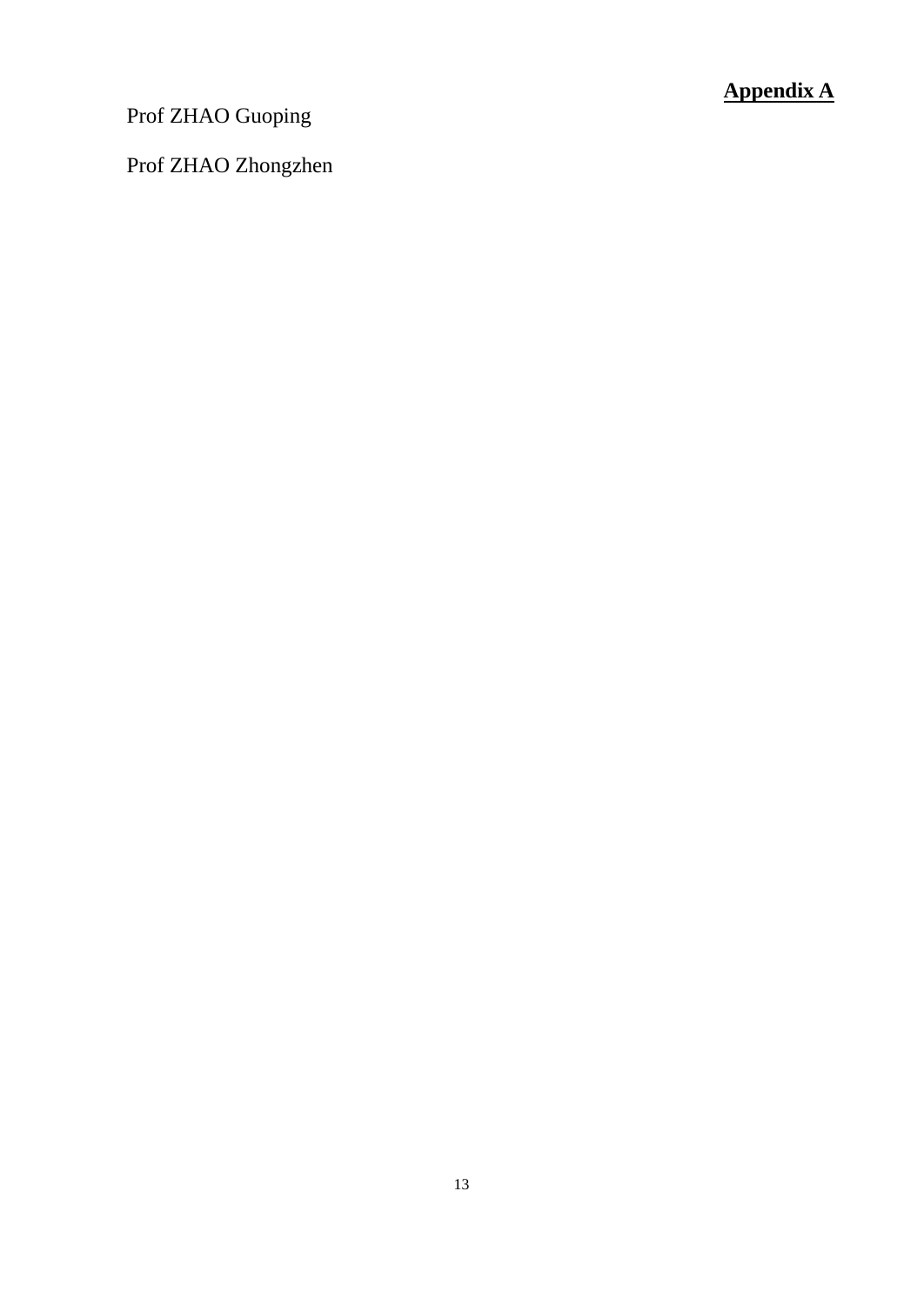**<u>Appendix A</u>**

Prof ZHAO Guoping

Prof ZHAO Zhongzhen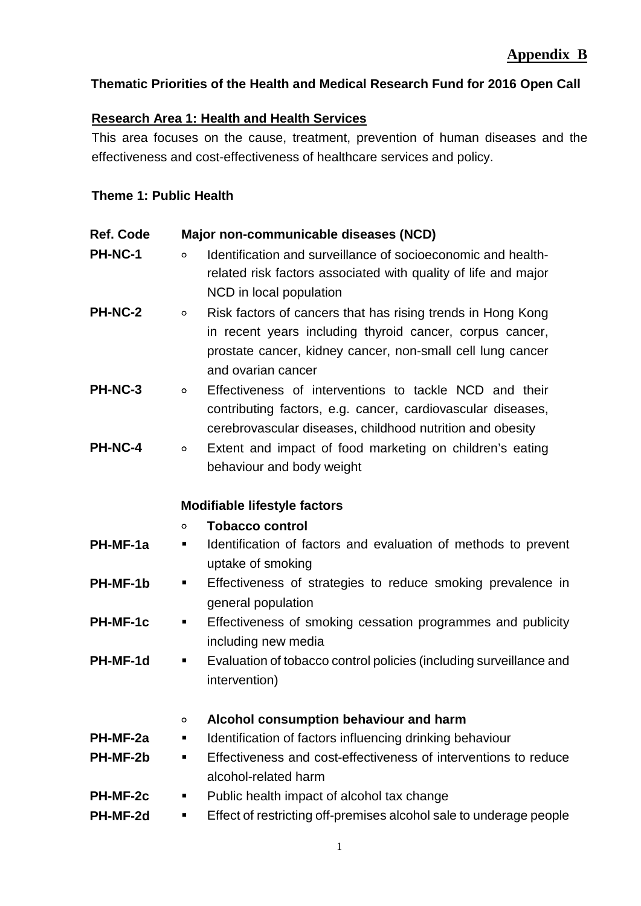**Appendix B**

**Thematic Priorities of the Health and Medical Research Fund for 2016 Open Call**

**Research Area 1: Health and Health Services**

This area focuses on the cause, treatment, prevention of human diseases and the effectiveness and cost-effectiveness of healthcare services and policy.

**Theme 1: Public Health**

| Ref. Code | Major non-communicable diseases (NCD) |
|---|---|
| PH-NC-1 | ◦ Identification and surveillance of socioeconomic and health-related risk factors associated with quality of life and major NCD in local population |
| PH-NC-2 | ◦ Risk factors of cancers that has rising trends in Hong Kong in recent years including thyroid cancer, corpus cancer, prostate cancer, kidney cancer, non-small cell lung cancer and ovarian cancer |
| PH-NC-3 | ◦ Effectiveness of interventions to tackle NCD and their contributing factors, e.g. cancer, cardiovascular diseases, cerebrovascular diseases, childhood nutrition and obesity |
| PH-NC-4 | ◦ Extent and impact of food marketing on children's eating behaviour and body weight |
| | **Modifiable lifestyle factors** |
| | ◦ **Tobacco control** |
| PH-MF-1a | ▪ Identification of factors and evaluation of methods to prevent uptake of smoking |
| PH-MF-1b | ▪ Effectiveness of strategies to reduce smoking prevalence in general population |
| PH-MF-1c | ▪ Effectiveness of smoking cessation programmes and publicity including new media |
| PH-MF-1d | ▪ Evaluation of tobacco control policies (including surveillance and intervention) |
| | ◦ **Alcohol consumption behaviour and harm** |
| PH-MF-2a | ▪ Identification of factors influencing drinking behaviour |
| PH-MF-2b | ▪ Effectiveness and cost-effectiveness of interventions to reduce alcohol-related harm |
| PH-MF-2c | ▪ Public health impact of alcohol tax change |
| PH-MF-2d | ▪ Effect of restricting off-premises alcohol sale to underage people |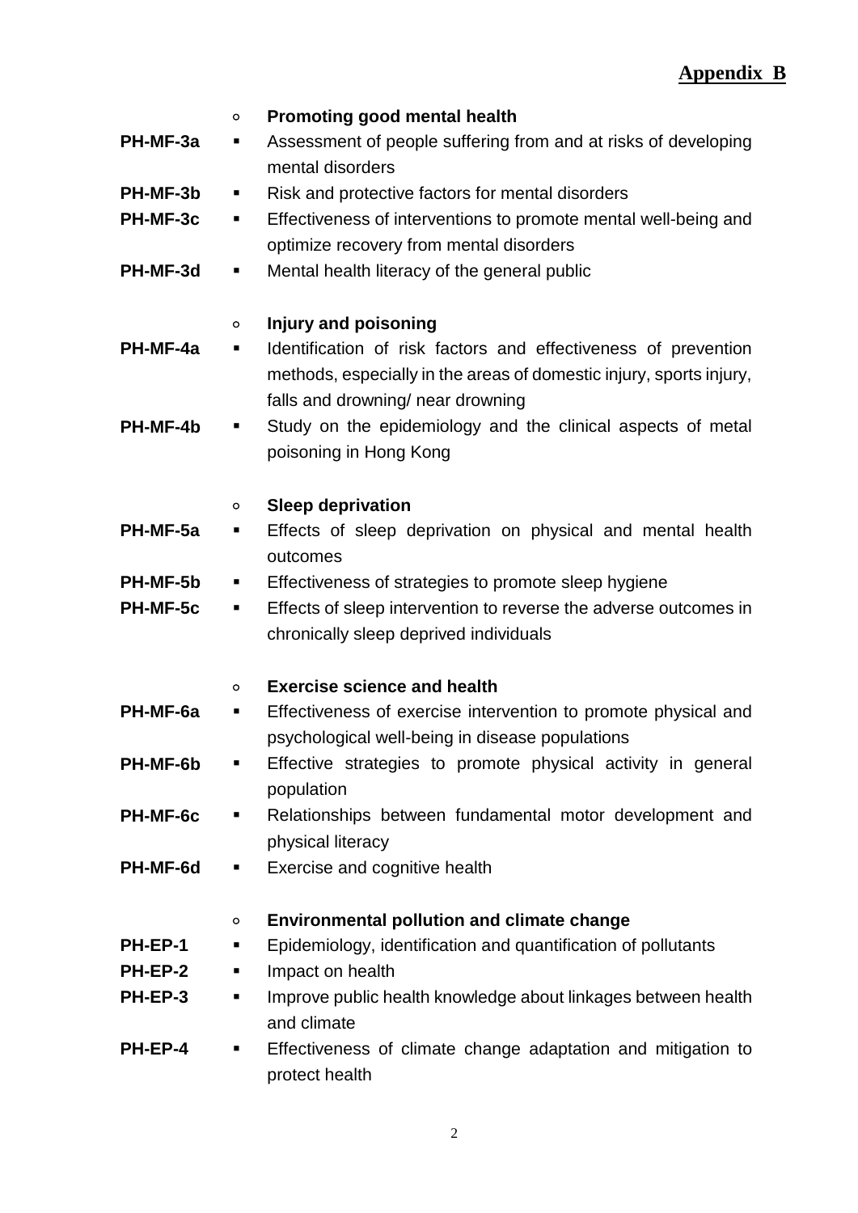**Appendix B**

- **Promoting good mental health**
  - **PH-MF-3a** Assessment of people suffering from and at risks of developing mental disorders
  - **PH-MF-3b** Risk and protective factors for mental disorders
  - **PH-MF-3c** Effectiveness of interventions to promote mental well-being and optimize recovery from mental disorders
  - **PH-MF-3d** Mental health literacy of the general public

- **Injury and poisoning**
  - **PH-MF-4a** Identification of risk factors and effectiveness of prevention methods, especially in the areas of domestic injury, sports injury, falls and drowning/ near drowning
  - **PH-MF-4b** Study on the epidemiology and the clinical aspects of metal poisoning in Hong Kong

- **Sleep deprivation**
  - **PH-MF-5a** Effects of sleep deprivation on physical and mental health outcomes
  - **PH-MF-5b** Effectiveness of strategies to promote sleep hygiene
  - **PH-MF-5c** Effects of sleep intervention to reverse the adverse outcomes in chronically sleep deprived individuals

- **Exercise science and health**
  - **PH-MF-6a** Effectiveness of exercise intervention to promote physical and psychological well-being in disease populations
  - **PH-MF-6b** Effective strategies to promote physical activity in general population
  - **PH-MF-6c** Relationships between fundamental motor development and physical literacy
  - **PH-MF-6d** Exercise and cognitive health

- **Environmental pollution and climate change**
  - **PH-EP-1** Epidemiology, identification and quantification of pollutants
  - **PH-EP-2** Impact on health
  - **PH-EP-3** Improve public health knowledge about linkages between health and climate
  - **PH-EP-4** Effectiveness of climate change adaptation and mitigation to protect health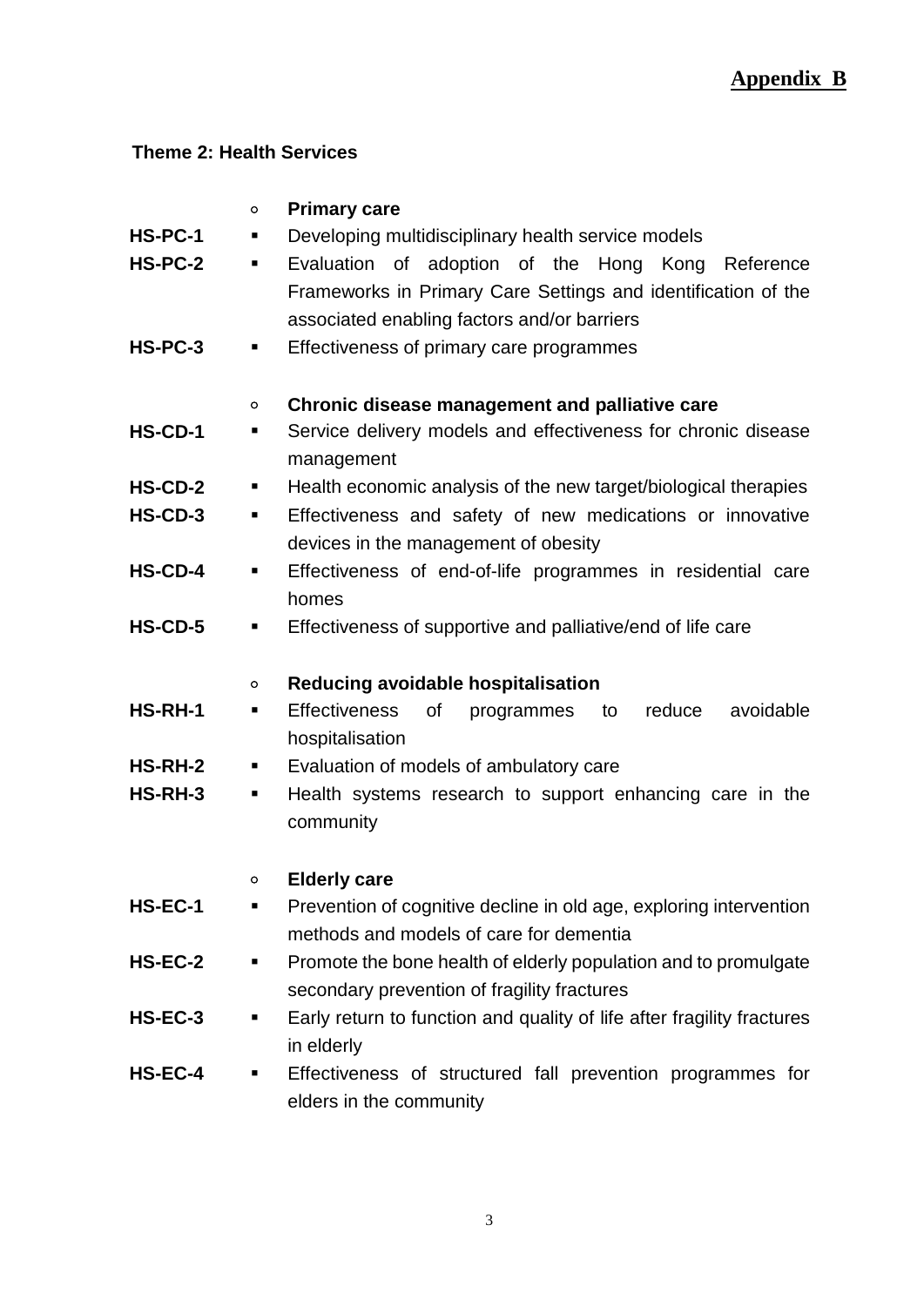**Appendix B**

### Theme 2: Health Services

- **Primary care**

**HS-PC-1** ▪ Developing multidisciplinary health service models

**HS-PC-2** ▪ Evaluation of adoption of the Hong Kong Reference Frameworks in Primary Care Settings and identification of the associated enabling factors and/or barriers

**HS-PC-3** ▪ Effectiveness of primary care programmes

- **Chronic disease management and palliative care**

**HS-CD-1** ▪ Service delivery models and effectiveness for chronic disease management

**HS-CD-2** ▪ Health economic analysis of the new target/biological therapies

**HS-CD-3** ▪ Effectiveness and safety of new medications or innovative devices in the management of obesity

**HS-CD-4** ▪ Effectiveness of end-of-life programmes in residential care homes

**HS-CD-5** ▪ Effectiveness of supportive and palliative/end of life care

- **Reducing avoidable hospitalisation**

**HS-RH-1** ▪ Effectiveness of programmes to reduce avoidable hospitalisation

**HS-RH-2** ▪ Evaluation of models of ambulatory care

**HS-RH-3** ▪ Health systems research to support enhancing care in the community

- **Elderly care**

**HS-EC-1** ▪ Prevention of cognitive decline in old age, exploring intervention methods and models of care for dementia

**HS-EC-2** ▪ Promote the bone health of elderly population and to promulgate secondary prevention of fragility fractures

**HS-EC-3** ▪ Early return to function and quality of life after fragility fractures in elderly

**HS-EC-4** ▪ Effectiveness of structured fall prevention programmes for elders in the community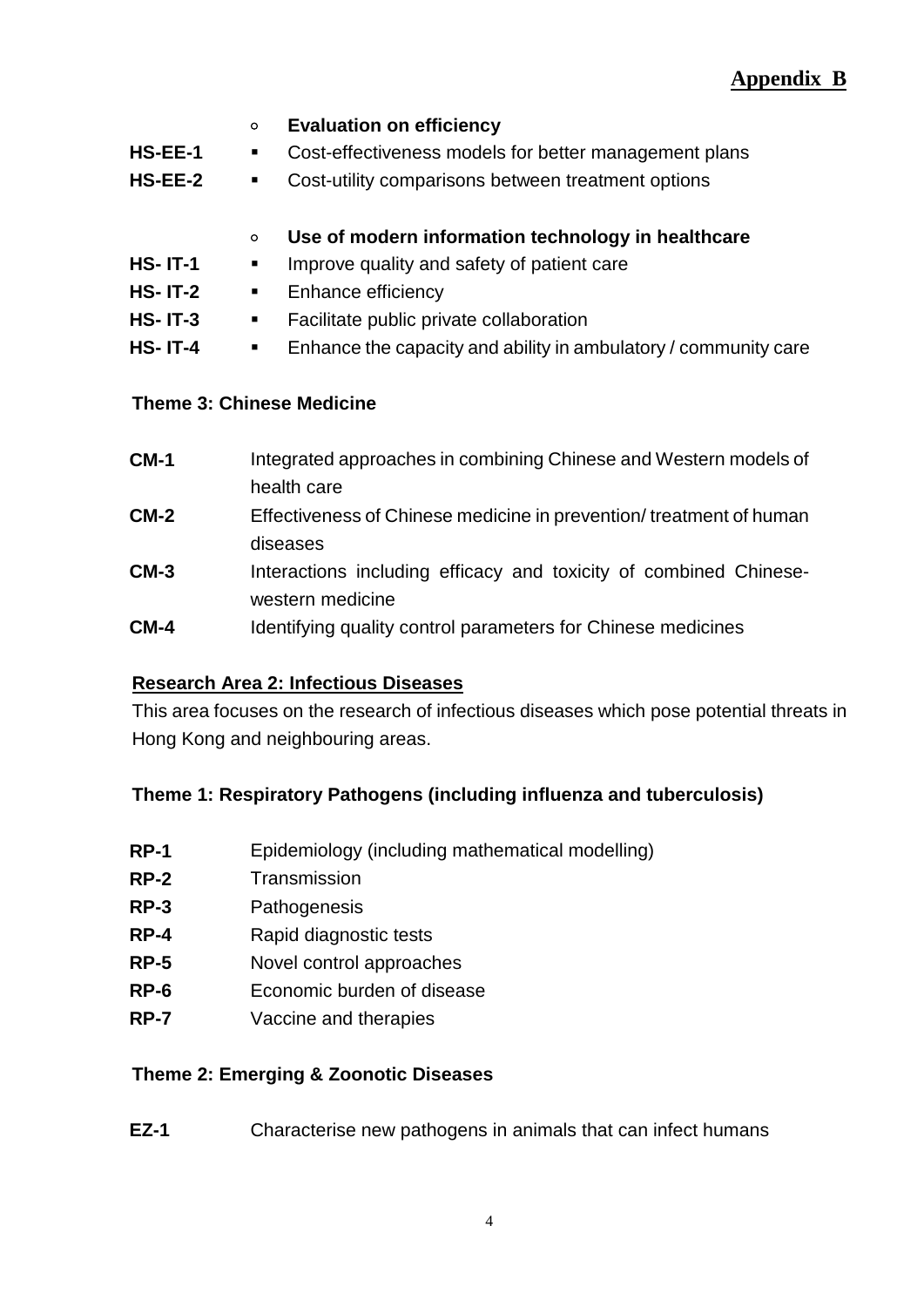**Appendix B**

- **Evaluation on efficiency**

**HS-EE-1** ▪ Cost-effectiveness models for better management plans

**HS-EE-2** ▪ Cost-utility comparisons between treatment options

- **Use of modern information technology in healthcare**

**HS- IT-1** ▪ Improve quality and safety of patient care

**HS- IT-2** ▪ Enhance efficiency

**HS- IT-3** ▪ Facilitate public private collaboration

**HS- IT-4** ▪ Enhance the capacity and ability in ambulatory / community care

### Theme 3: Chinese Medicine

**CM-1** Integrated approaches in combining Chinese and Western models of health care

**CM-2** Effectiveness of Chinese medicine in prevention/ treatment of human diseases

**CM-3** Interactions including efficacy and toxicity of combined Chinese-western medicine

**CM-4** Identifying quality control parameters for Chinese medicines

## Research Area 2: Infectious Diseases

This area focuses on the research of infectious diseases which pose potential threats in Hong Kong and neighbouring areas.

### Theme 1: Respiratory Pathogens (including influenza and tuberculosis)

**RP-1** Epidemiology (including mathematical modelling)

**RP-2** Transmission

**RP-3** Pathogenesis

**RP-4** Rapid diagnostic tests

**RP-5** Novel control approaches

**RP-6** Economic burden of disease

**RP-7** Vaccine and therapies

### Theme 2: Emerging & Zoonotic Diseases

**EZ-1** Characterise new pathogens in animals that can infect humans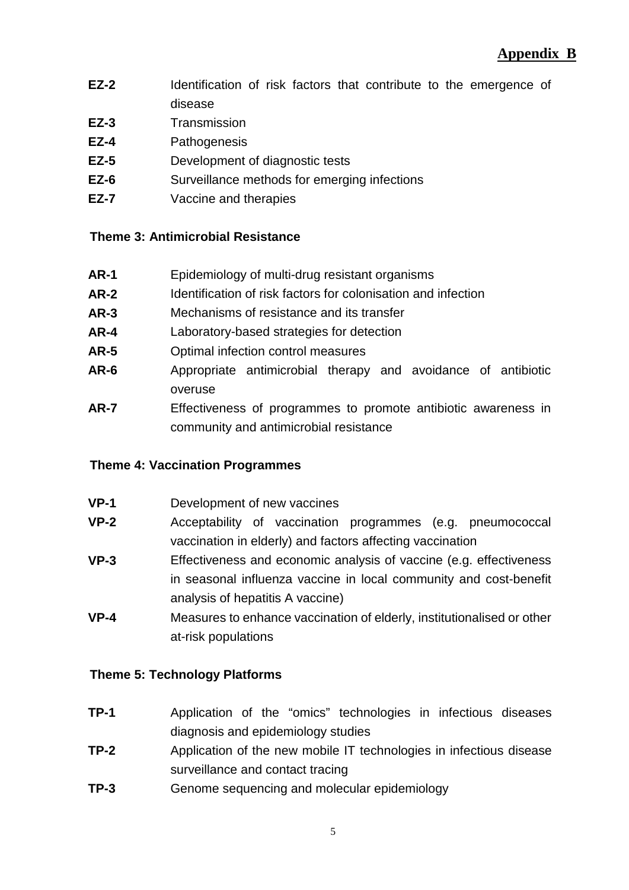**Appendix B**

| | |
|---|---|
| **EZ-2** | Identification of risk factors that contribute to the emergence of disease |
| **EZ-3** | Transmission |
| **EZ-4** | Pathogenesis |
| **EZ-5** | Development of diagnostic tests |
| **EZ-6** | Surveillance methods for emerging infections |
| **EZ-7** | Vaccine and therapies |

### Theme 3: Antimicrobial Resistance

| | |
|---|---|
| **AR-1** | Epidemiology of multi-drug resistant organisms |
| **AR-2** | Identification of risk factors for colonisation and infection |
| **AR-3** | Mechanisms of resistance and its transfer |
| **AR-4** | Laboratory-based strategies for detection |
| **AR-5** | Optimal infection control measures |
| **AR-6** | Appropriate antimicrobial therapy and avoidance of antibiotic overuse |
| **AR-7** | Effectiveness of programmes to promote antibiotic awareness in community and antimicrobial resistance |

### Theme 4: Vaccination Programmes

| | |
|---|---|
| **VP-1** | Development of new vaccines |
| **VP-2** | Acceptability of vaccination programmes (e.g. pneumococcal vaccination in elderly) and factors affecting vaccination |
| **VP-3** | Effectiveness and economic analysis of vaccine (e.g. effectiveness in seasonal influenza vaccine in local community and cost-benefit analysis of hepatitis A vaccine) |
| **VP-4** | Measures to enhance vaccination of elderly, institutionalised or other at-risk populations |

### Theme 5: Technology Platforms

| | |
|---|---|
| **TP-1** | Application of the "omics" technologies in infectious diseases diagnosis and epidemiology studies |
| **TP-2** | Application of the new mobile IT technologies in infectious disease surveillance and contact tracing |
| **TP-3** | Genome sequencing and molecular epidemiology |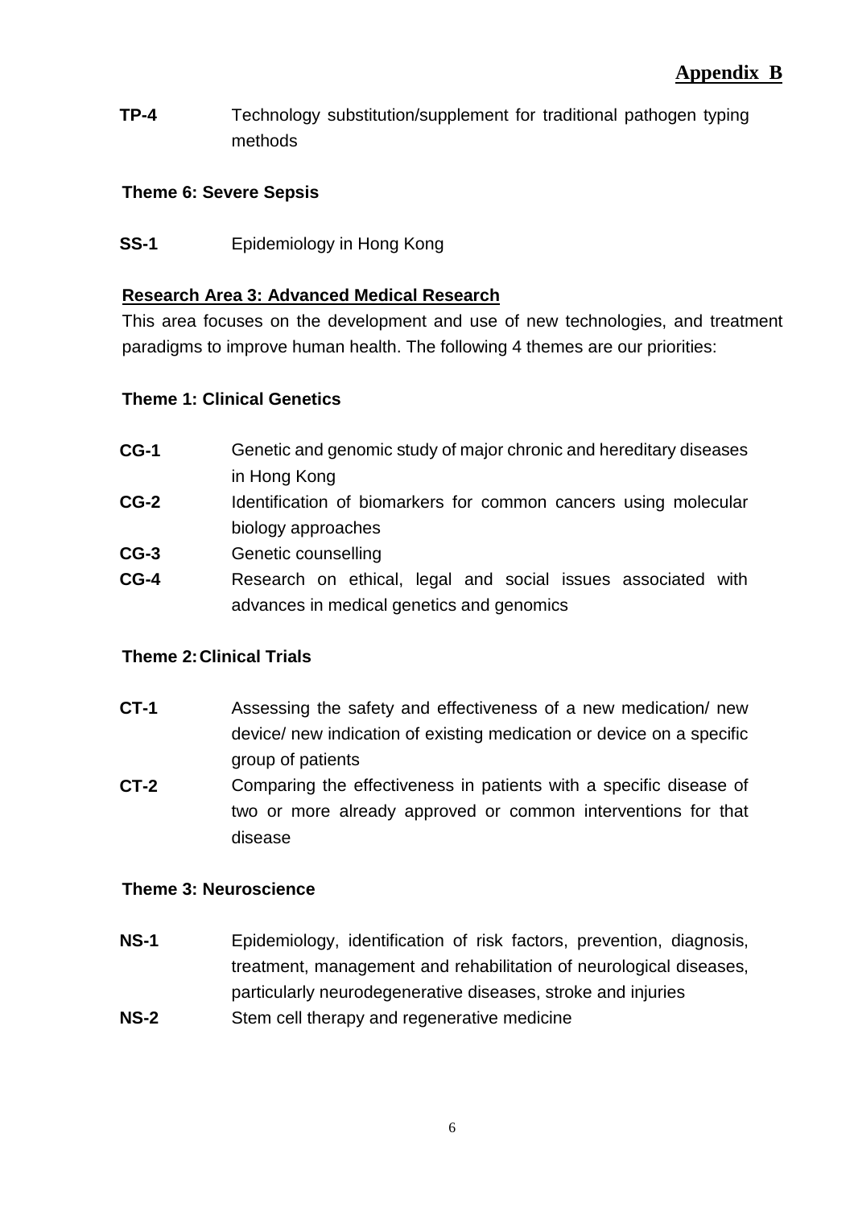**Appendix B**

**TP-4** Technology substitution/supplement for traditional pathogen typing methods

**Theme 6: Severe Sepsis**

**SS-1** Epidemiology in Hong Kong

**Research Area 3: Advanced Medical Research**

This area focuses on the development and use of new technologies, and treatment paradigms to improve human health. The following 4 themes are our priorities:

**Theme 1: Clinical Genetics**

**CG-1** Genetic and genomic study of major chronic and hereditary diseases in Hong Kong

**CG-2** Identification of biomarkers for common cancers using molecular biology approaches

**CG-3** Genetic counselling

**CG-4** Research on ethical, legal and social issues associated with advances in medical genetics and genomics

**Theme 2: Clinical Trials**

**CT-1** Assessing the safety and effectiveness of a new medication/ new device/ new indication of existing medication or device on a specific group of patients

**CT-2** Comparing the effectiveness in patients with a specific disease of two or more already approved or common interventions for that disease

**Theme 3: Neuroscience**

**NS-1** Epidemiology, identification of risk factors, prevention, diagnosis, treatment, management and rehabilitation of neurological diseases, particularly neurodegenerative diseases, stroke and injuries

**NS-2** Stem cell therapy and regenerative medicine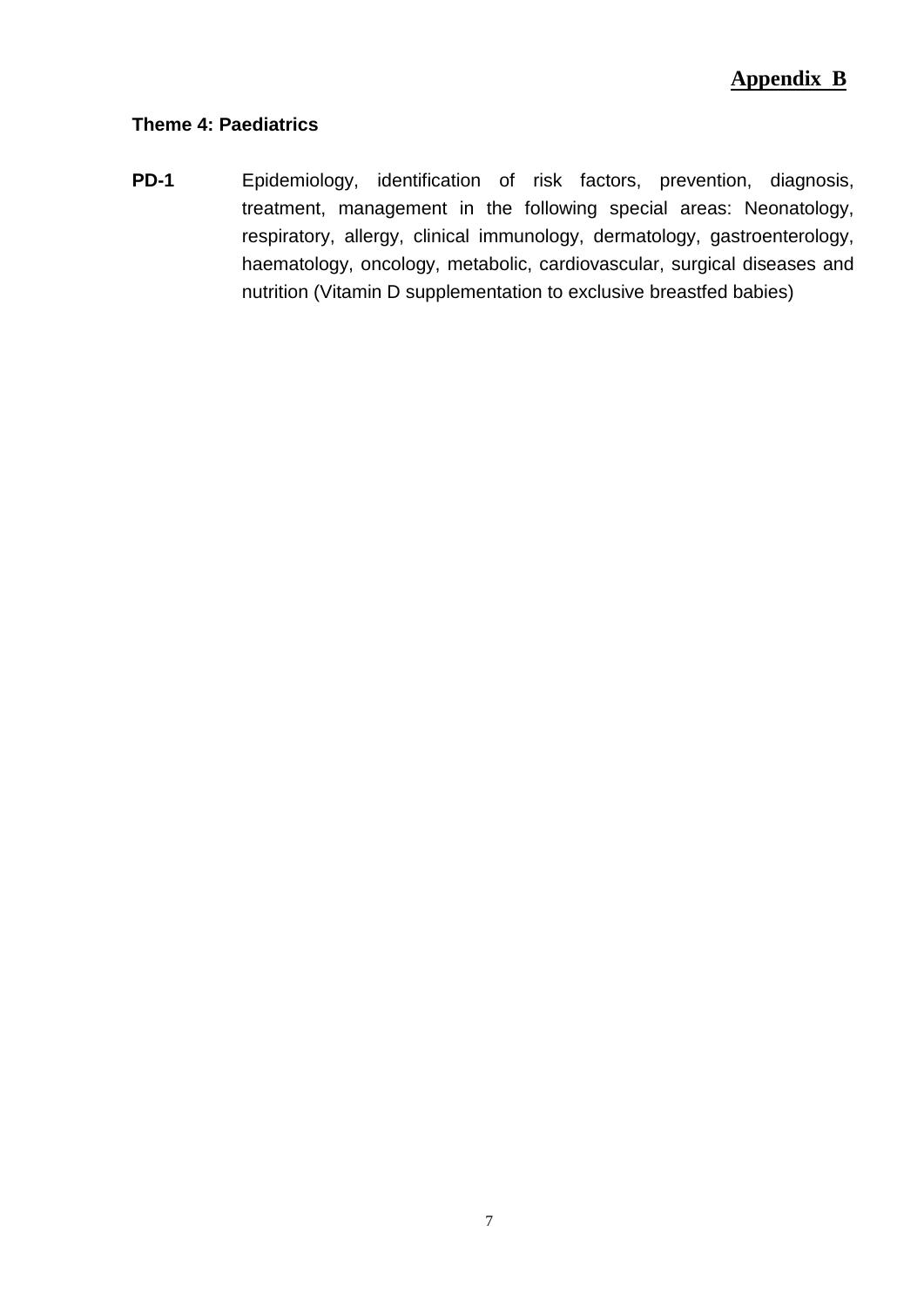**Appendix B**

**Theme 4: Paediatrics**

**PD-1** Epidemiology, identification of risk factors, prevention, diagnosis, treatment, management in the following special areas: Neonatology, respiratory, allergy, clinical immunology, dermatology, gastroenterology, haematology, oncology, metabolic, cardiovascular, surgical diseases and nutrition (Vitamin D supplementation to exclusive breastfed babies)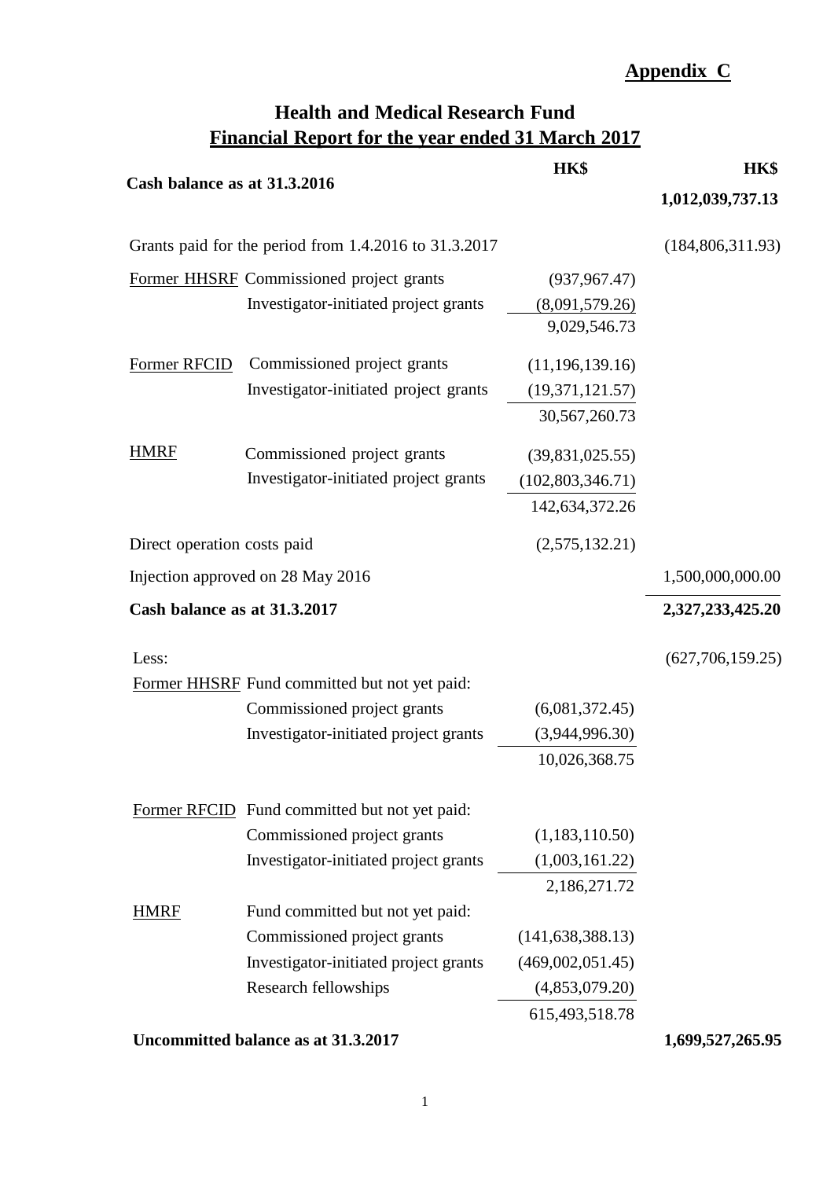**Appendix C**

# Health and Medical Research Fund

## Financial Report for the year ended 31 March 2017

| | | HK$ | HK$ |
|---|---|---|---|
| **Cash balance as at 31.3.2016** | | | **1,012,039,737.13** |
| Grants paid for the period from 1.4.2016 to 31.3.2017 | | | (184,806,311.93) |
| Former HHSRF | Commissioned project grants | (937,967.47) | |
| | Investigator-initiated project grants | (8,091,579.26) | |
| | | 9,029,546.73 | |
| Former RFCID | Commissioned project grants | (11,196,139.16) | |
| | Investigator-initiated project grants | (19,371,121.57) | |
| | | 30,567,260.73 | |
| HMRF | Commissioned project grants | (39,831,025.55) | |
| | Investigator-initiated project grants | (102,803,346.71) | |
| | | 142,634,372.26 | |
| Direct operation costs paid | | (2,575,132.21) | |
| Injection approved on 28 May 2016 | | | 1,500,000,000.00 |
| **Cash balance as at 31.3.2017** | | | **2,327,233,425.20** |
| Less: | | | (627,706,159.25) |
| Former HHSRF | Fund committed but not yet paid: | | |
| | Commissioned project grants | (6,081,372.45) | |
| | Investigator-initiated project grants | (3,944,996.30) | |
| | | 10,026,368.75 | |
| Former RFCID | Fund committed but not yet paid: | | |
| | Commissioned project grants | (1,183,110.50) | |
| | Investigator-initiated project grants | (1,003,161.22) | |
| | | 2,186,271.72 | |
| HMRF | Fund committed but not yet paid: | | |
| | Commissioned project grants | (141,638,388.13) | |
| | Investigator-initiated project grants | (469,002,051.45) | |
| | Research fellowships | (4,853,079.20) | |
| | | 615,493,518.78 | |
| **Uncommitted balance as at 31.3.2017** | | | **1,699,527,265.95** |